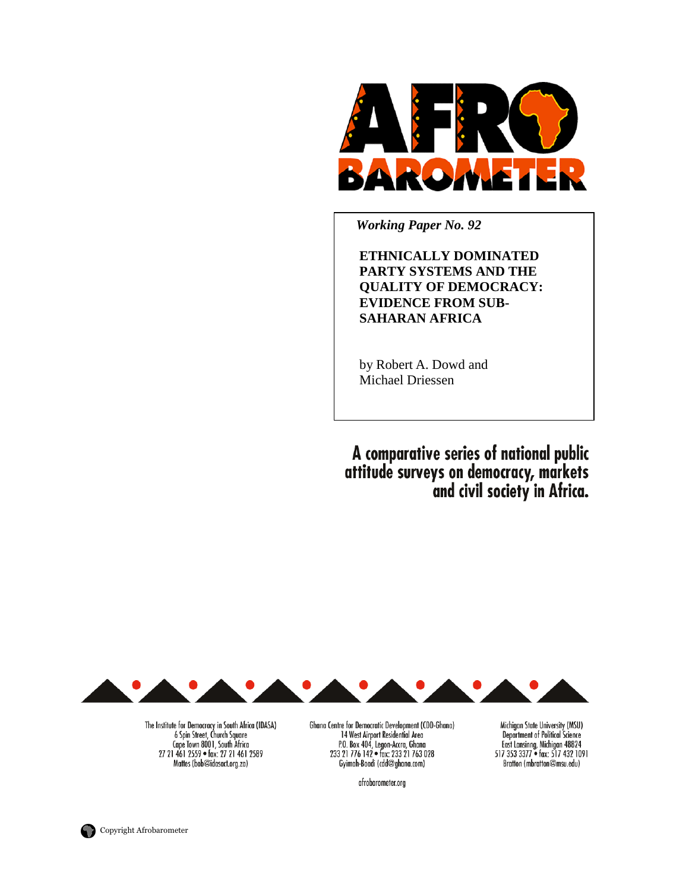AFRO BAROMETER

*Working Paper No. 92*

**ETHNICALLY DOMINATED PARTY SYSTEMS AND THE QUALITY OF DEMOCRACY: EVIDENCE FROM SUB-SAHARAN AFRICA**

by Robert A. Dowd and Michael Driessen

**A comparative series of national public attitude surveys on democracy, markets and civil society in Africa.**

The Institute for Democracy in South Africa (IDASA)
6 Spin Street, Church Square
Cape Town 8001, South Africa
27 21 461 2559 • fax: 27 21 461 2589
Mattes (bob@idasact.org.za)

Ghana Centre for Democratic Development (CDD-Ghana)
14 West Airport Residential Area
P.O. Box 404, Legon-Accra, Ghana
233 21 776 142 • fax: 233 21 763 028
Gyimah-Boadi (cdd@ghana.com)

Michigan State University (MSU)
Department of Political Science
East Lansing, Michigan 48824
517 353 3377 • fax: 517 432 1091
Bratton (mbratton@msu.edu)

afrobarometer.org

Copyright Afrobarometer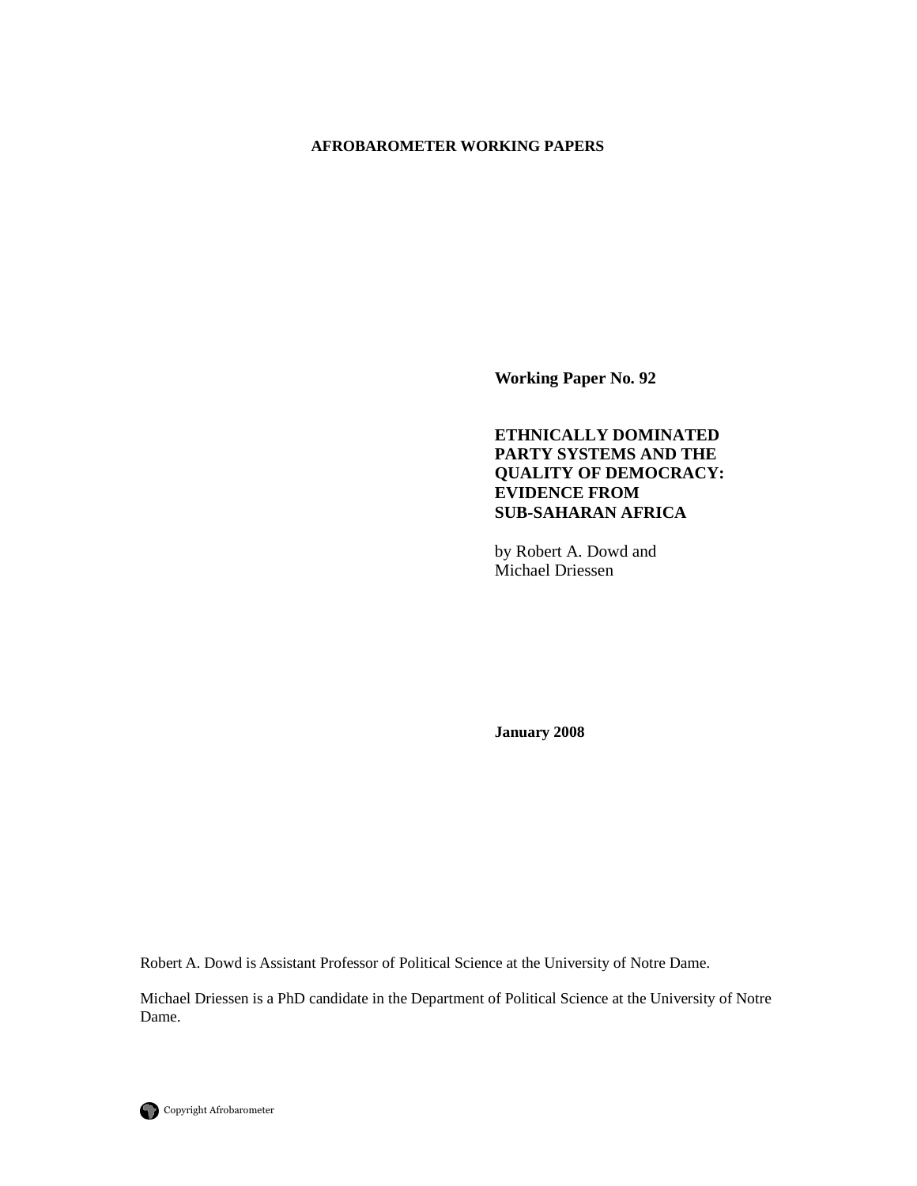**AFROBAROMETER WORKING PAPERS**

**Working Paper No. 92**

# ETHNICALLY DOMINATED PARTY SYSTEMS AND THE QUALITY OF DEMOCRACY: EVIDENCE FROM SUB-SAHARAN AFRICA

by Robert A. Dowd and Michael Driessen

**January 2008**

Robert A. Dowd is Assistant Professor of Political Science at the University of Notre Dame.

Michael Driessen is a PhD candidate in the Department of Political Science at the University of Notre Dame.

Copyright Afrobarometer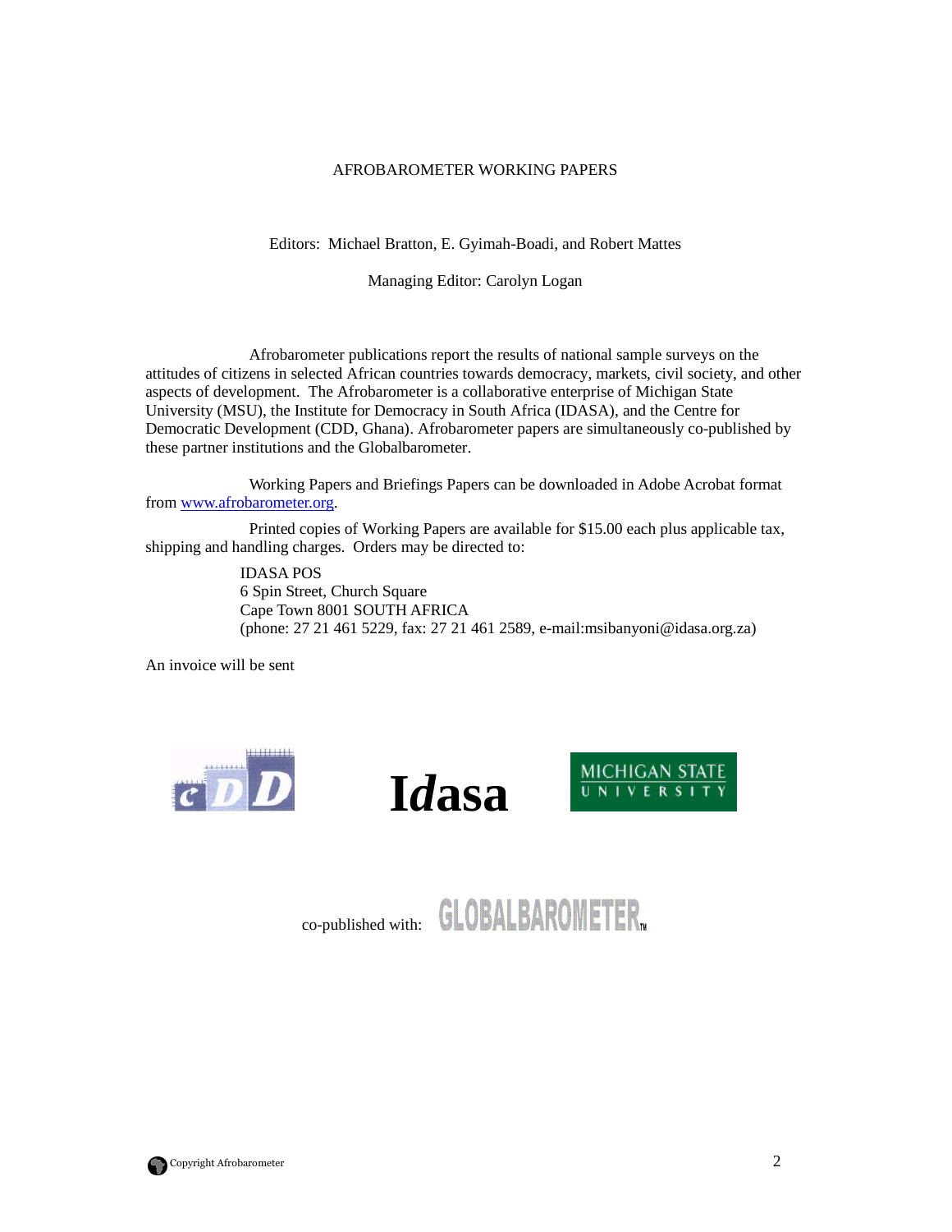AFROBAROMETER WORKING PAPERS

Editors: Michael Bratton, E. Gyimah-Boadi, and Robert Mattes

Managing Editor: Carolyn Logan

Afrobarometer publications report the results of national sample surveys on the attitudes of citizens in selected African countries towards democracy, markets, civil society, and other aspects of development. The Afrobarometer is a collaborative enterprise of Michigan State University (MSU), the Institute for Democracy in South Africa (IDASA), and the Centre for Democratic Development (CDD, Ghana). Afrobarometer papers are simultaneously co-published by these partner institutions and the Globalbarometer.

Working Papers and Briefings Papers can be downloaded in Adobe Acrobat format from [www.afrobarometer.org](www.afrobarometer.org).

Printed copies of Working Papers are available for $15.00 each plus applicable tax, shipping and handling charges. Orders may be directed to:

IDASA POS
6 Spin Street, Church Square
Cape Town 8001 SOUTH AFRICA
(phone: 27 21 461 5229, fax: 27 21 461 2589, e-mail:msibanyoni@idasa.org.za)

An invoice will be sent

CDD Idasa MICHIGAN STATE UNIVERSITY

co-published with: GLOBALBAROMETER™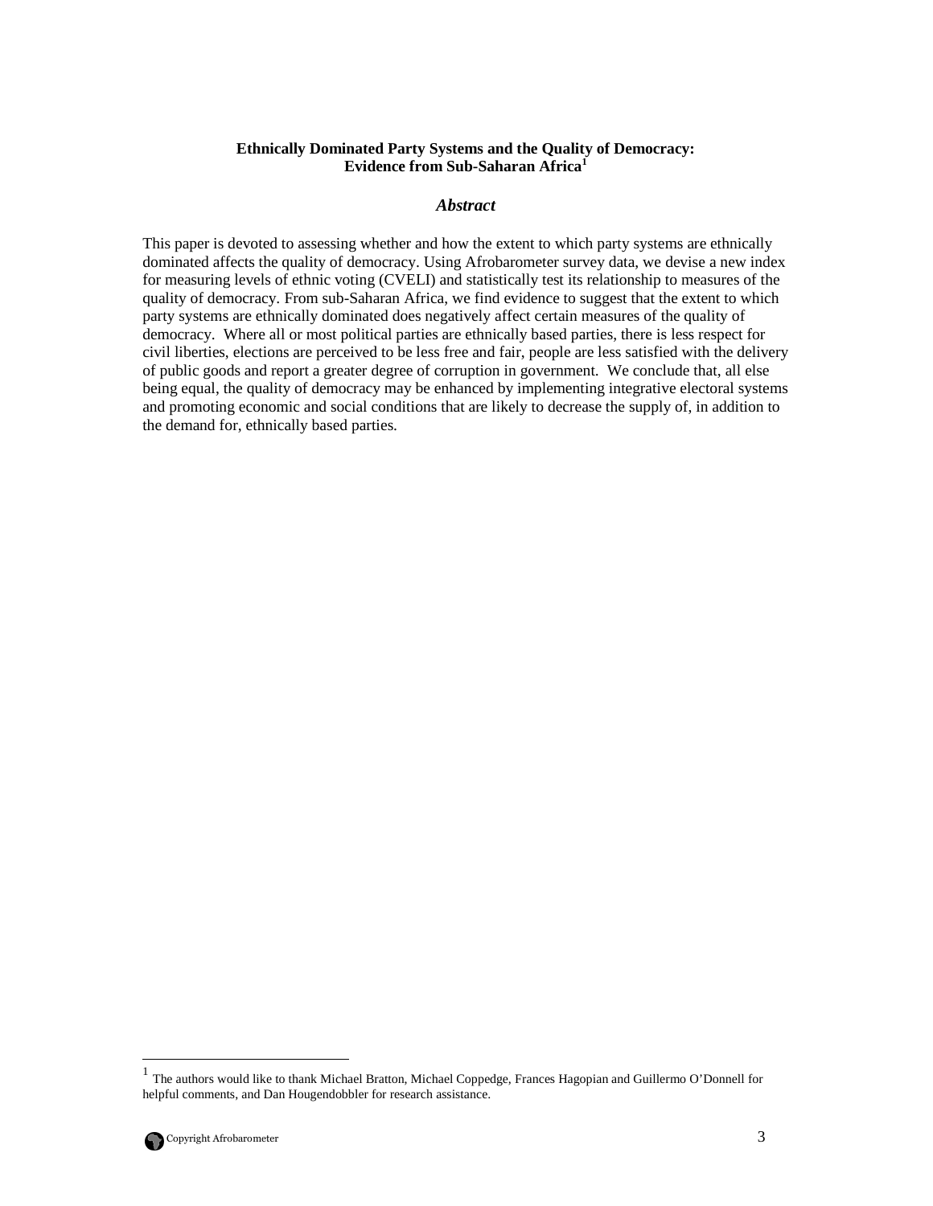**Ethnically Dominated Party Systems and the Quality of Democracy: Evidence from Sub-Saharan Africa**[1]

### *Abstract*

This paper is devoted to assessing whether and how the extent to which party systems are ethnically dominated affects the quality of democracy. Using Afrobarometer survey data, we devise a new index for measuring levels of ethnic voting (CVELI) and statistically test its relationship to measures of the quality of democracy. From sub-Saharan Africa, we find evidence to suggest that the extent to which party systems are ethnically dominated does negatively affect certain measures of the quality of democracy. Where all or most political parties are ethnically based parties, there is less respect for civil liberties, elections are perceived to be less free and fair, people are less satisfied with the delivery of public goods and report a greater degree of corruption in government. We conclude that, all else being equal, the quality of democracy may be enhanced by implementing integrative electoral systems and promoting economic and social conditions that are likely to decrease the supply of, in addition to the demand for, ethnically based parties.

[1] The authors would like to thank Michael Bratton, Michael Coppedge, Frances Hagopian and Guillermo O'Donnell for helpful comments, and Dan Hougendobbler for research assistance.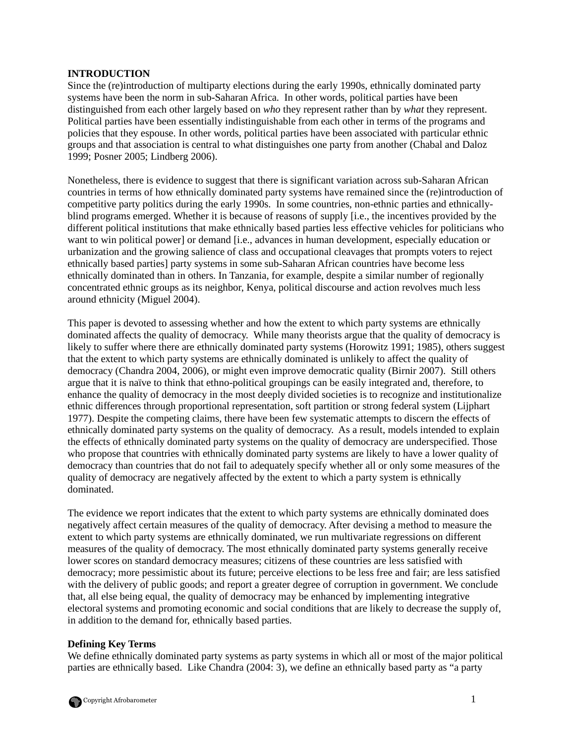## INTRODUCTION

Since the (re)introduction of multiparty elections during the early 1990s, ethnically dominated party systems have been the norm in sub-Saharan Africa. In other words, political parties have been distinguished from each other largely based on *who* they represent rather than by *what* they represent. Political parties have been essentially indistinguishable from each other in terms of the programs and policies that they espouse. In other words, political parties have been associated with particular ethnic groups and that association is central to what distinguishes one party from another (Chabal and Daloz 1999; Posner 2005; Lindberg 2006).

Nonetheless, there is evidence to suggest that there is significant variation across sub-Saharan African countries in terms of how ethnically dominated party systems have remained since the (re)introduction of competitive party politics during the early 1990s. In some countries, non-ethnic parties and ethnically-blind programs emerged. Whether it is because of reasons of supply [i.e., the incentives provided by the different political institutions that make ethnically based parties less effective vehicles for politicians who want to win political power] or demand [i.e., advances in human development, especially education or urbanization and the growing salience of class and occupational cleavages that prompts voters to reject ethnically based parties] party systems in some sub-Saharan African countries have become less ethnically dominated than in others. In Tanzania, for example, despite a similar number of regionally concentrated ethnic groups as its neighbor, Kenya, political discourse and action revolves much less around ethnicity (Miguel 2004).

This paper is devoted to assessing whether and how the extent to which party systems are ethnically dominated affects the quality of democracy. While many theorists argue that the quality of democracy is likely to suffer where there are ethnically dominated party systems (Horowitz 1991; 1985), others suggest that the extent to which party systems are ethnically dominated is unlikely to affect the quality of democracy (Chandra 2004, 2006), or might even improve democratic quality (Birnir 2007). Still others argue that it is naïve to think that ethno-political groupings can be easily integrated and, therefore, to enhance the quality of democracy in the most deeply divided societies is to recognize and institutionalize ethnic differences through proportional representation, soft partition or strong federal system (Lijphart 1977). Despite the competing claims, there have been few systematic attempts to discern the effects of ethnically dominated party systems on the quality of democracy. As a result, models intended to explain the effects of ethnically dominated party systems on the quality of democracy are underspecified. Those who propose that countries with ethnically dominated party systems are likely to have a lower quality of democracy than countries that do not fail to adequately specify whether all or only some measures of the quality of democracy are negatively affected by the extent to which a party system is ethnically dominated.

The evidence we report indicates that the extent to which party systems are ethnically dominated does negatively affect certain measures of the quality of democracy. After devising a method to measure the extent to which party systems are ethnically dominated, we run multivariate regressions on different measures of the quality of democracy. The most ethnically dominated party systems generally receive lower scores on standard democracy measures; citizens of these countries are less satisfied with democracy; more pessimistic about its future; perceive elections to be less free and fair; are less satisfied with the delivery of public goods; and report a greater degree of corruption in government. We conclude that, all else being equal, the quality of democracy may be enhanced by implementing integrative electoral systems and promoting economic and social conditions that are likely to decrease the supply of, in addition to the demand for, ethnically based parties.

### Defining Key Terms

We define ethnically dominated party systems as party systems in which all or most of the major political parties are ethnically based. Like Chandra (2004: 3), we define an ethnically based party as "a party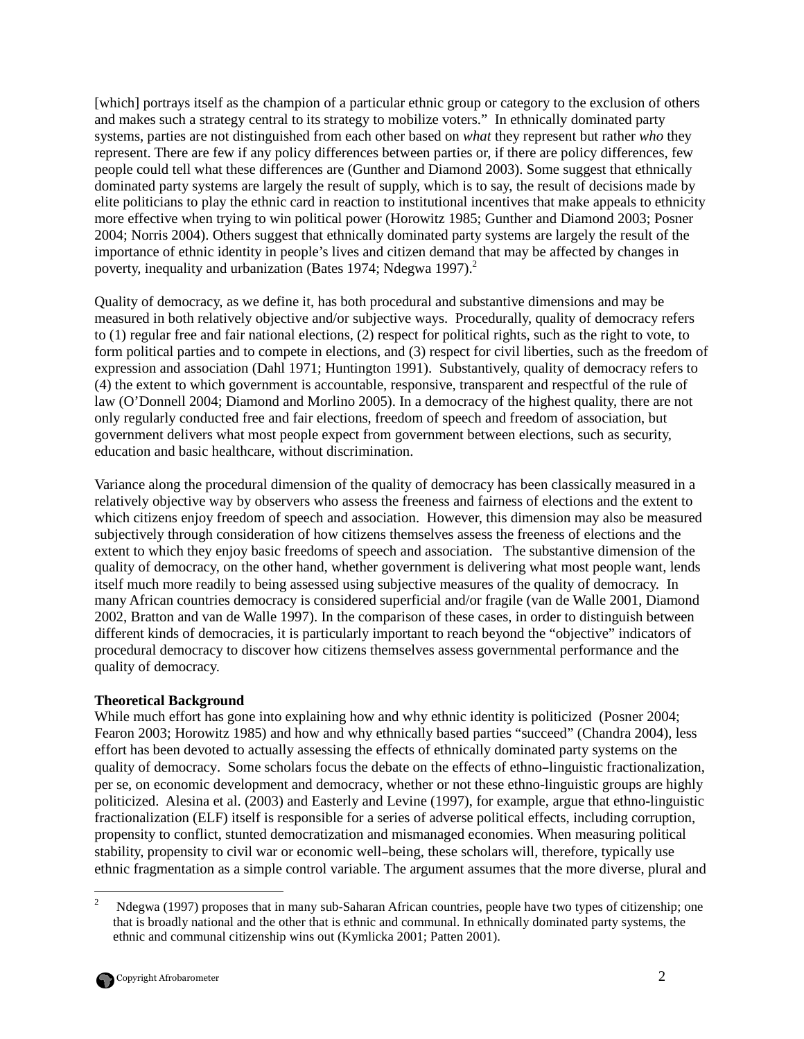[which] portrays itself as the champion of a particular ethnic group or category to the exclusion of others and makes such a strategy central to its strategy to mobilize voters." In ethnically dominated party systems, parties are not distinguished from each other based on *what* they represent but rather *who* they represent. There are few if any policy differences between parties or, if there are policy differences, few people could tell what these differences are (Gunther and Diamond 2003). Some suggest that ethnically dominated party systems are largely the result of supply, which is to say, the result of decisions made by elite politicians to play the ethnic card in reaction to institutional incentives that make appeals to ethnicity more effective when trying to win political power (Horowitz 1985; Gunther and Diamond 2003; Posner 2004; Norris 2004). Others suggest that ethnically dominated party systems are largely the result of the importance of ethnic identity in people's lives and citizen demand that may be affected by changes in poverty, inequality and urbanization (Bates 1974; Ndegwa 1997).[2]

Quality of democracy, as we define it, has both procedural and substantive dimensions and may be measured in both relatively objective and/or subjective ways. Procedurally, quality of democracy refers to (1) regular free and fair national elections, (2) respect for political rights, such as the right to vote, to form political parties and to compete in elections, and (3) respect for civil liberties, such as the freedom of expression and association (Dahl 1971; Huntington 1991). Substantively, quality of democracy refers to (4) the extent to which government is accountable, responsive, transparent and respectful of the rule of law (O'Donnell 2004; Diamond and Morlino 2005). In a democracy of the highest quality, there are not only regularly conducted free and fair elections, freedom of speech and freedom of association, but government delivers what most people expect from government between elections, such as security, education and basic healthcare, without discrimination.

Variance along the procedural dimension of the quality of democracy has been classically measured in a relatively objective way by observers who assess the freeness and fairness of elections and the extent to which citizens enjoy freedom of speech and association. However, this dimension may also be measured subjectively through consideration of how citizens themselves assess the freeness of elections and the extent to which they enjoy basic freedoms of speech and association. The substantive dimension of the quality of democracy, on the other hand, whether government is delivering what most people want, lends itself much more readily to being assessed using subjective measures of the quality of democracy. In many African countries democracy is considered superficial and/or fragile (van de Walle 2001, Diamond 2002, Bratton and van de Walle 1997). In the comparison of these cases, in order to distinguish between different kinds of democracies, it is particularly important to reach beyond the "objective" indicators of procedural democracy to discover how citizens themselves assess governmental performance and the quality of democracy.

**Theoretical Background**

While much effort has gone into explaining how and why ethnic identity is politicized (Posner 2004; Fearon 2003; Horowitz 1985) and how and why ethnically based parties "succeed" (Chandra 2004), less effort has been devoted to actually assessing the effects of ethnically dominated party systems on the quality of democracy. Some scholars focus the debate on the effects of ethno–linguistic fractionalization, per se, on economic development and democracy, whether or not these ethno-linguistic groups are highly politicized. Alesina et al. (2003) and Easterly and Levine (1997), for example, argue that ethno-linguistic fractionalization (ELF) itself is responsible for a series of adverse political effects, including corruption, propensity to conflict, stunted democratization and mismanaged economies. When measuring political stability, propensity to civil war or economic well–being, these scholars will, therefore, typically use ethnic fragmentation as a simple control variable. The argument assumes that the more diverse, plural and

---

[2] Ndegwa (1997) proposes that in many sub-Saharan African countries, people have two types of citizenship; one that is broadly national and the other that is ethnic and communal. In ethnically dominated party systems, the ethnic and communal citizenship wins out (Kymlicka 2001; Patten 2001).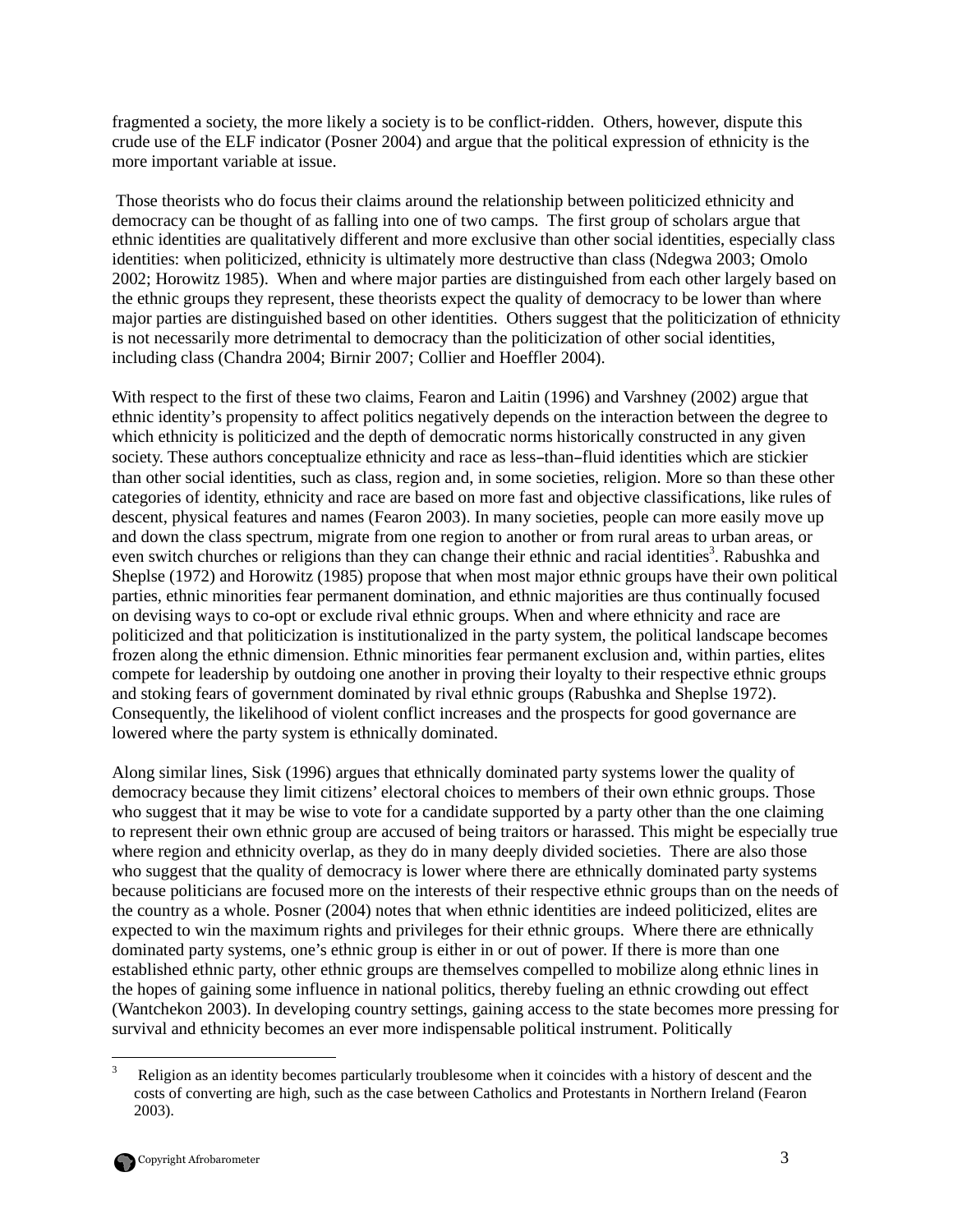fragmented a society, the more likely a society is to be conflict-ridden. Others, however, dispute this crude use of the ELF indicator (Posner 2004) and argue that the political expression of ethnicity is the more important variable at issue.

Those theorists who do focus their claims around the relationship between politicized ethnicity and democracy can be thought of as falling into one of two camps. The first group of scholars argue that ethnic identities are qualitatively different and more exclusive than other social identities, especially class identities: when politicized, ethnicity is ultimately more destructive than class (Ndegwa 2003; Omolo 2002; Horowitz 1985). When and where major parties are distinguished from each other largely based on the ethnic groups they represent, these theorists expect the quality of democracy to be lower than where major parties are distinguished based on other identities. Others suggest that the politicization of ethnicity is not necessarily more detrimental to democracy than the politicization of other social identities, including class (Chandra 2004; Birnir 2007; Collier and Hoeffler 2004).

With respect to the first of these two claims, Fearon and Laitin (1996) and Varshney (2002) argue that ethnic identity's propensity to affect politics negatively depends on the interaction between the degree to which ethnicity is politicized and the depth of democratic norms historically constructed in any given society. These authors conceptualize ethnicity and race as less–than–fluid identities which are stickier than other social identities, such as class, region and, in some societies, religion. More so than these other categories of identity, ethnicity and race are based on more fast and objective classifications, like rules of descent, physical features and names (Fearon 2003). In many societies, people can more easily move up and down the class spectrum, migrate from one region to another or from rural areas to urban areas, or even switch churches or religions than they can change their ethnic and racial identities[3]. Rabushka and Sheplse (1972) and Horowitz (1985) propose that when most major ethnic groups have their own political parties, ethnic minorities fear permanent domination, and ethnic majorities are thus continually focused on devising ways to co-opt or exclude rival ethnic groups. When and where ethnicity and race are politicized and that politicization is institutionalized in the party system, the political landscape becomes frozen along the ethnic dimension. Ethnic minorities fear permanent exclusion and, within parties, elites compete for leadership by outdoing one another in proving their loyalty to their respective ethnic groups and stoking fears of government dominated by rival ethnic groups (Rabushka and Sheplse 1972). Consequently, the likelihood of violent conflict increases and the prospects for good governance are lowered where the party system is ethnically dominated.

Along similar lines, Sisk (1996) argues that ethnically dominated party systems lower the quality of democracy because they limit citizens' electoral choices to members of their own ethnic groups. Those who suggest that it may be wise to vote for a candidate supported by a party other than the one claiming to represent their own ethnic group are accused of being traitors or harassed. This might be especially true where region and ethnicity overlap, as they do in many deeply divided societies. There are also those who suggest that the quality of democracy is lower where there are ethnically dominated party systems because politicians are focused more on the interests of their respective ethnic groups than on the needs of the country as a whole. Posner (2004) notes that when ethnic identities are indeed politicized, elites are expected to win the maximum rights and privileges for their ethnic groups. Where there are ethnically dominated party systems, one's ethnic group is either in or out of power. If there is more than one established ethnic party, other ethnic groups are themselves compelled to mobilize along ethnic lines in the hopes of gaining some influence in national politics, thereby fueling an ethnic crowding out effect (Wantchekon 2003). In developing country settings, gaining access to the state becomes more pressing for survival and ethnicity becomes an ever more indispensable political instrument. Politically

[3] Religion as an identity becomes particularly troublesome when it coincides with a history of descent and the costs of converting are high, such as the case between Catholics and Protestants in Northern Ireland (Fearon 2003).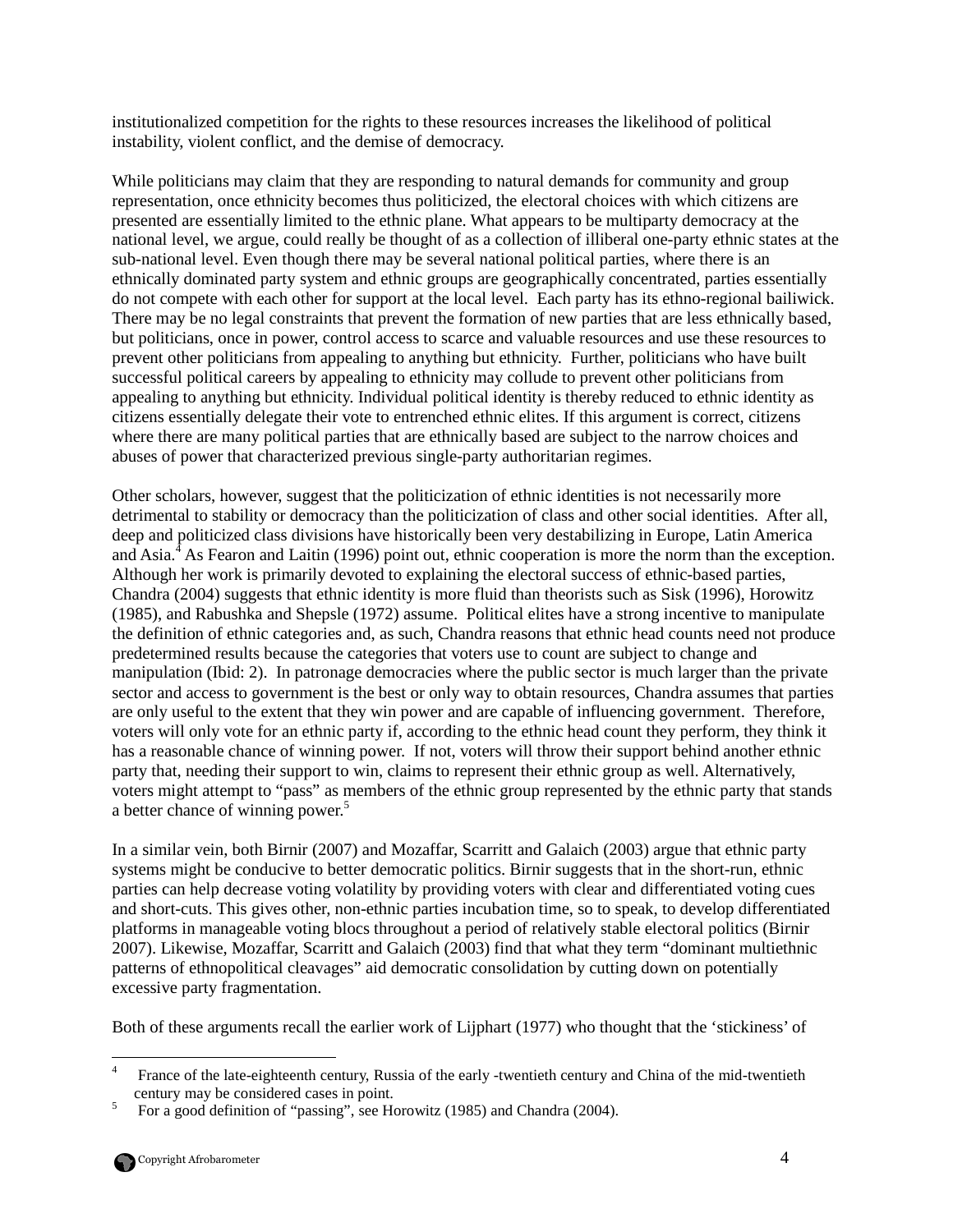institutionalized competition for the rights to these resources increases the likelihood of political instability, violent conflict, and the demise of democracy.

While politicians may claim that they are responding to natural demands for community and group representation, once ethnicity becomes thus politicized, the electoral choices with which citizens are presented are essentially limited to the ethnic plane. What appears to be multiparty democracy at the national level, we argue, could really be thought of as a collection of illiberal one-party ethnic states at the sub-national level. Even though there may be several national political parties, where there is an ethnically dominated party system and ethnic groups are geographically concentrated, parties essentially do not compete with each other for support at the local level. Each party has its ethno-regional bailiwick. There may be no legal constraints that prevent the formation of new parties that are less ethnically based, but politicians, once in power, control access to scarce and valuable resources and use these resources to prevent other politicians from appealing to anything but ethnicity. Further, politicians who have built successful political careers by appealing to ethnicity may collude to prevent other politicians from appealing to anything but ethnicity. Individual political identity is thereby reduced to ethnic identity as citizens essentially delegate their vote to entrenched ethnic elites. If this argument is correct, citizens where there are many political parties that are ethnically based are subject to the narrow choices and abuses of power that characterized previous single-party authoritarian regimes.

Other scholars, however, suggest that the politicization of ethnic identities is not necessarily more detrimental to stability or democracy than the politicization of class and other social identities. After all, deep and politicized class divisions have historically been very destabilizing in Europe, Latin America and Asia.[4] As Fearon and Laitin (1996) point out, ethnic cooperation is more the norm than the exception. Although her work is primarily devoted to explaining the electoral success of ethnic-based parties, Chandra (2004) suggests that ethnic identity is more fluid than theorists such as Sisk (1996), Horowitz (1985), and Rabushka and Shepsle (1972) assume. Political elites have a strong incentive to manipulate the definition of ethnic categories and, as such, Chandra reasons that ethnic head counts need not produce predetermined results because the categories that voters use to count are subject to change and manipulation (Ibid: 2). In patronage democracies where the public sector is much larger than the private sector and access to government is the best or only way to obtain resources, Chandra assumes that parties are only useful to the extent that they win power and are capable of influencing government. Therefore, voters will only vote for an ethnic party if, according to the ethnic head count they perform, they think it has a reasonable chance of winning power. If not, voters will throw their support behind another ethnic party that, needing their support to win, claims to represent their ethnic group as well. Alternatively, voters might attempt to "pass" as members of the ethnic group represented by the ethnic party that stands a better chance of winning power.[5]

In a similar vein, both Birnir (2007) and Mozaffar, Scarritt and Galaich (2003) argue that ethnic party systems might be conducive to better democratic politics. Birnir suggests that in the short-run, ethnic parties can help decrease voting volatility by providing voters with clear and differentiated voting cues and short-cuts. This gives other, non-ethnic parties incubation time, so to speak, to develop differentiated platforms in manageable voting blocs throughout a period of relatively stable electoral politics (Birnir 2007). Likewise, Mozaffar, Scarritt and Galaich (2003) find that what they term "dominant multiethnic patterns of ethnopolitical cleavages" aid democratic consolidation by cutting down on potentially excessive party fragmentation.

Both of these arguments recall the earlier work of Lijphart (1977) who thought that the 'stickiness' of

---

[4] France of the late-eighteenth century, Russia of the early -twentieth century and China of the mid-twentieth century may be considered cases in point.

[5] For a good definition of "passing", see Horowitz (1985) and Chandra (2004).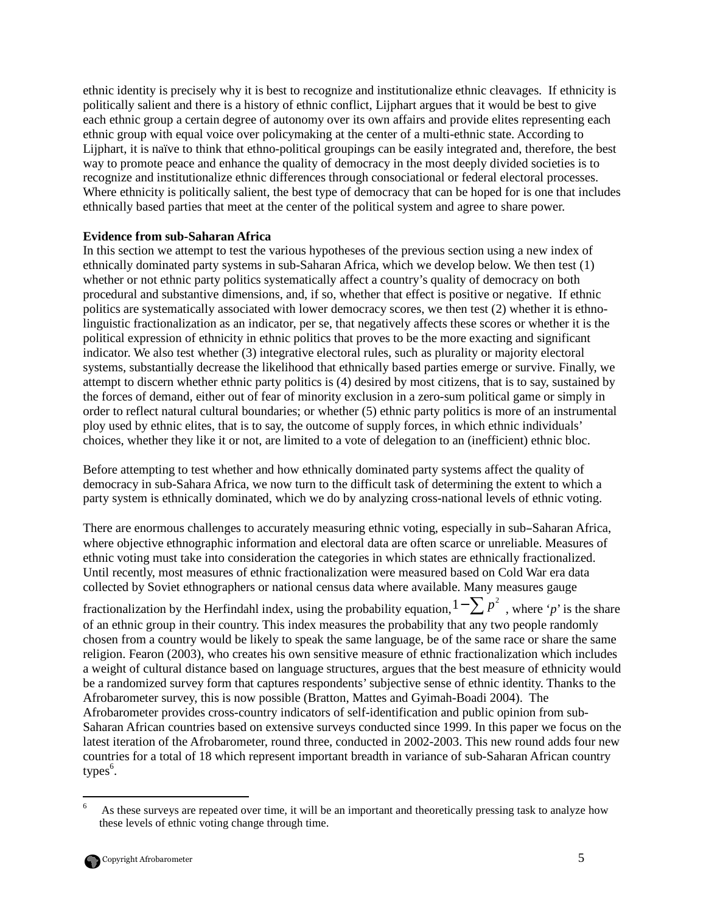ethnic identity is precisely why it is best to recognize and institutionalize ethnic cleavages. If ethnicity is politically salient and there is a history of ethnic conflict, Lijphart argues that it would be best to give each ethnic group a certain degree of autonomy over its own affairs and provide elites representing each ethnic group with equal voice over policymaking at the center of a multi-ethnic state. According to Lijphart, it is naïve to think that ethno-political groupings can be easily integrated and, therefore, the best way to promote peace and enhance the quality of democracy in the most deeply divided societies is to recognize and institutionalize ethnic differences through consociational or federal electoral processes. Where ethnicity is politically salient, the best type of democracy that can be hoped for is one that includes ethnically based parties that meet at the center of the political system and agree to share power.

**Evidence from sub-Saharan Africa**

In this section we attempt to test the various hypotheses of the previous section using a new index of ethnically dominated party systems in sub-Saharan Africa, which we develop below. We then test (1) whether or not ethnic party politics systematically affect a country's quality of democracy on both procedural and substantive dimensions, and, if so, whether that effect is positive or negative. If ethnic politics are systematically associated with lower democracy scores, we then test (2) whether it is ethno-linguistic fractionalization as an indicator, per se, that negatively affects these scores or whether it is the political expression of ethnicity in ethnic politics that proves to be the more exacting and significant indicator. We also test whether (3) integrative electoral rules, such as plurality or majority electoral systems, substantially decrease the likelihood that ethnically based parties emerge or survive. Finally, we attempt to discern whether ethnic party politics is (4) desired by most citizens, that is to say, sustained by the forces of demand, either out of fear of minority exclusion in a zero-sum political game or simply in order to reflect natural cultural boundaries; or whether (5) ethnic party politics is more of an instrumental ploy used by ethnic elites, that is to say, the outcome of supply forces, in which ethnic individuals' choices, whether they like it or not, are limited to a vote of delegation to an (inefficient) ethnic bloc.

Before attempting to test whether and how ethnically dominated party systems affect the quality of democracy in sub-Sahara Africa, we now turn to the difficult task of determining the extent to which a party system is ethnically dominated, which we do by analyzing cross-national levels of ethnic voting.

There are enormous challenges to accurately measuring ethnic voting, especially in sub–Saharan Africa, where objective ethnographic information and electoral data are often scarce or unreliable. Measures of ethnic voting must take into consideration the categories in which states are ethnically fractionalized. Until recently, most measures of ethnic fractionalization were measured based on Cold War era data collected by Soviet ethnographers or national census data where available. Many measures gauge fractionalization by the Herfindahl index, using the probability equation, $1-\sum p^2$ , where '$p$' is the share of an ethnic group in their country. This index measures the probability that any two people randomly chosen from a country would be likely to speak the same language, be of the same race or share the same religion. Fearon (2003), who creates his own sensitive measure of ethnic fractionalization which includes a weight of cultural distance based on language structures, argues that the best measure of ethnicity would be a randomized survey form that captures respondents' subjective sense of ethnic identity. Thanks to the Afrobarometer survey, this is now possible (Bratton, Mattes and Gyimah-Boadi 2004). The Afrobarometer provides cross-country indicators of self-identification and public opinion from sub-Saharan African countries based on extensive surveys conducted since 1999. In this paper we focus on the latest iteration of the Afrobarometer, round three, conducted in 2002-2003. This new round adds four new countries for a total of 18 which represent important breadth in variance of sub-Saharan African country types[6].

[6] As these surveys are repeated over time, it will be an important and theoretically pressing task to analyze how these levels of ethnic voting change through time.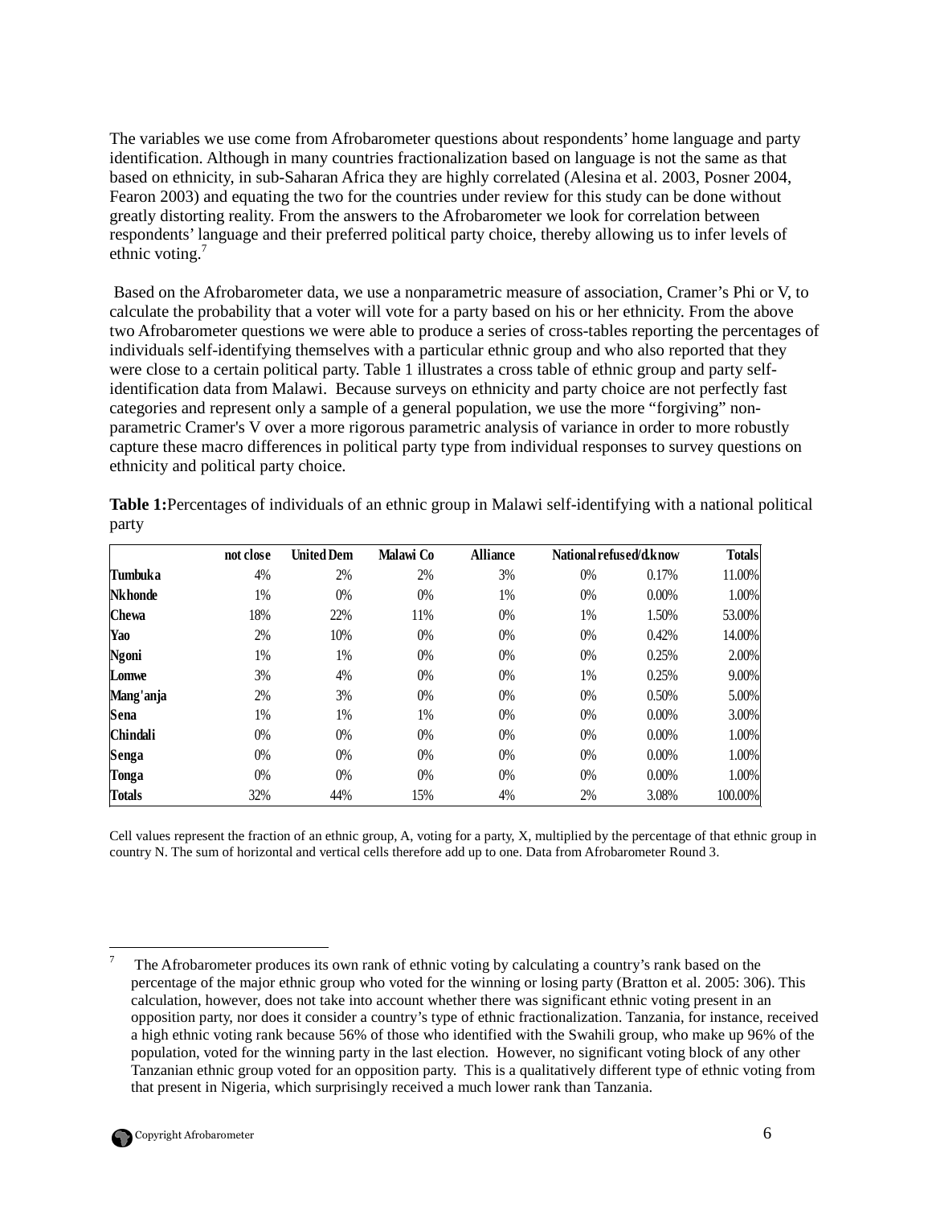The variables we use come from Afrobarometer questions about respondents' home language and party identification. Although in many countries fractionalization based on language is not the same as that based on ethnicity, in sub-Saharan Africa they are highly correlated (Alesina et al. 2003, Posner 2004, Fearon 2003) and equating the two for the countries under review for this study can be done without greatly distorting reality. From the answers to the Afrobarometer we look for correlation between respondents' language and their preferred political party choice, thereby allowing us to infer levels of ethnic voting.[7]

Based on the Afrobarometer data, we use a nonparametric measure of association, Cramer's Phi or V, to calculate the probability that a voter will vote for a party based on his or her ethnicity. From the above two Afrobarometer questions we were able to produce a series of cross-tables reporting the percentages of individuals self-identifying themselves with a particular ethnic group and who also reported that they were close to a certain political party. Table 1 illustrates a cross table of ethnic group and party self-identification data from Malawi. Because surveys on ethnicity and party choice are not perfectly fast categories and represent only a sample of a general population, we use the more "forgiving" non-parametric Cramer's V over a more rigorous parametric analysis of variance in order to more robustly capture these macro differences in political party type from individual responses to survey questions on ethnicity and political party choice.

**Table 1:**Percentages of individuals of an ethnic group in Malawi self-identifying with a national political party

| | not close | United Dem | Malawi Co | Alliance | National | refused/d.know | Totals |
|---|---|---|---|---|---|---|---|
| **Tumbuka** | 4% | 2% | 2% | 3% | 0% | 0.17% | 11.00% |
| **Nkhonde** | 1% | 0% | 0% | 1% | 0% | 0.00% | 1.00% |
| **Chewa** | 18% | 22% | 11% | 0% | 1% | 1.50% | 53.00% |
| **Yao** | 2% | 10% | 0% | 0% | 0% | 0.42% | 14.00% |
| **Ngoni** | 1% | 1% | 0% | 0% | 0% | 0.25% | 2.00% |
| **Lomwe** | 3% | 4% | 0% | 0% | 1% | 0.25% | 9.00% |
| **Mang'anja** | 2% | 3% | 0% | 0% | 0% | 0.50% | 5.00% |
| **Sena** | 1% | 1% | 1% | 0% | 0% | 0.00% | 3.00% |
| **Chindali** | 0% | 0% | 0% | 0% | 0% | 0.00% | 1.00% |
| **Senga** | 0% | 0% | 0% | 0% | 0% | 0.00% | 1.00% |
| **Tonga** | 0% | 0% | 0% | 0% | 0% | 0.00% | 1.00% |
| **Totals** | 32% | 44% | 15% | 4% | 2% | 3.08% | 100.00% |

Cell values represent the fraction of an ethnic group, A, voting for a party, X, multiplied by the percentage of that ethnic group in country N. The sum of horizontal and vertical cells therefore add up to one. Data from Afrobarometer Round 3.

---

[7] The Afrobarometer produces its own rank of ethnic voting by calculating a country's rank based on the percentage of the major ethnic group who voted for the winning or losing party (Bratton et al. 2005: 306). This calculation, however, does not take into account whether there was significant ethnic voting present in an opposition party, nor does it consider a country's type of ethnic fractionalization. Tanzania, for instance, received a high ethnic voting rank because 56% of those who identified with the Swahili group, who make up 96% of the population, voted for the winning party in the last election. However, no significant voting block of any other Tanzanian ethnic group voted for an opposition party. This is a qualitatively different type of ethnic voting from that present in Nigeria, which surprisingly received a much lower rank than Tanzania.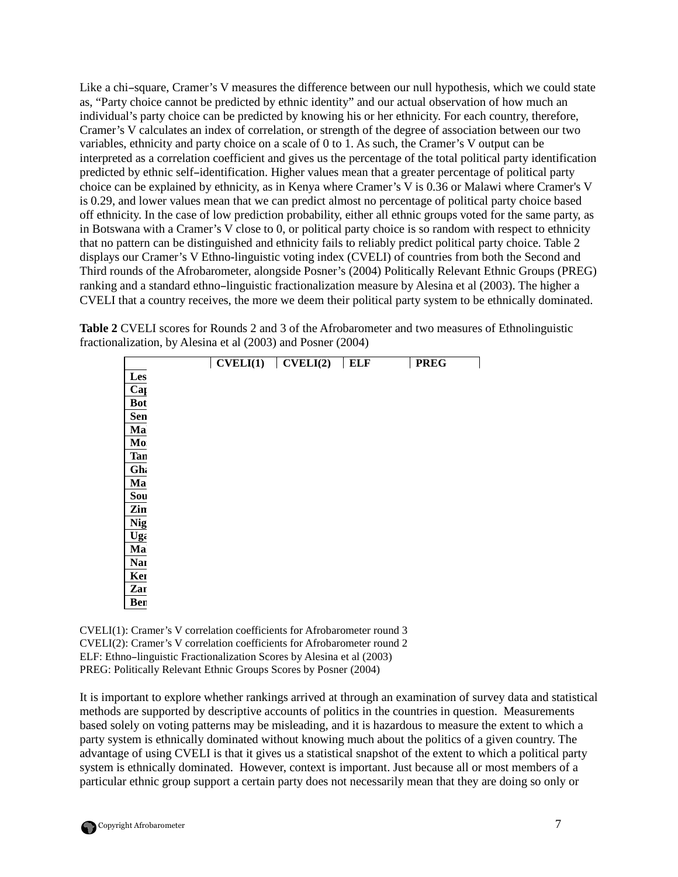Like a chi–square, Cramer's V measures the difference between our null hypothesis, which we could state as, "Party choice cannot be predicted by ethnic identity" and our actual observation of how much an individual's party choice can be predicted by knowing his or her ethnicity. For each country, therefore, Cramer's V calculates an index of correlation, or strength of the degree of association between our two variables, ethnicity and party choice on a scale of 0 to 1. As such, the Cramer's V output can be interpreted as a correlation coefficient and gives us the percentage of the total political party identification predicted by ethnic self–identification. Higher values mean that a greater percentage of political party choice can be explained by ethnicity, as in Kenya where Cramer's V is 0.36 or Malawi where Cramer's V is 0.29, and lower values mean that we can predict almost no percentage of political party choice based off ethnicity. In the case of low prediction probability, either all ethnic groups voted for the same party, as in Botswana with a Cramer's V close to 0, or political party choice is so random with respect to ethnicity that no pattern can be distinguished and ethnicity fails to reliably predict political party choice. Table 2 displays our Cramer's V Ethno-linguistic voting index (CVELI) of countries from both the Second and Third rounds of the Afrobarometer, alongside Posner's (2004) Politically Relevant Ethnic Groups (PREG) ranking and a standard ethno–linguistic fractionalization measure by Alesina et al (2003). The higher a CVELI that a country receives, the more we deem their political party system to be ethnically dominated.

**Table 2** CVELI scores for Rounds 2 and 3 of the Afrobarometer and two measures of Ethnolinguistic fractionalization, by Alesina et al (2003) and Posner (2004)

| | CVELI(1) | CVELI(2) | ELF | PREG |
|---|---|---|---|---|
| Les | | | | |
| Cap | | | | |
| Bot | | | | |
| Sen | | | | |
| Ma | | | | |
| Mo | | | | |
| Tan | | | | |
| Gha | | | | |
| Ma | | | | |
| Sou | | | | |
| Zim | | | | |
| Nig | | | | |
| Uga | | | | |
| Ma | | | | |
| Nar | | | | |
| Ker | | | | |
| Zar | | | | |
| Ber | | | | |

CVELI(1): Cramer's V correlation coefficients for Afrobarometer round 3
CVELI(2): Cramer's V correlation coefficients for Afrobarometer round 2
ELF: Ethno–linguistic Fractionalization Scores by Alesina et al (2003)
PREG: Politically Relevant Ethnic Groups Scores by Posner (2004)

It is important to explore whether rankings arrived at through an examination of survey data and statistical methods are supported by descriptive accounts of politics in the countries in question. Measurements based solely on voting patterns may be misleading, and it is hazardous to measure the extent to which a party system is ethnically dominated without knowing much about the politics of a given country. The advantage of using CVELI is that it gives us a statistical snapshot of the extent to which a political party system is ethnically dominated. However, context is important. Just because all or most members of a particular ethnic group support a certain party does not necessarily mean that they are doing so only or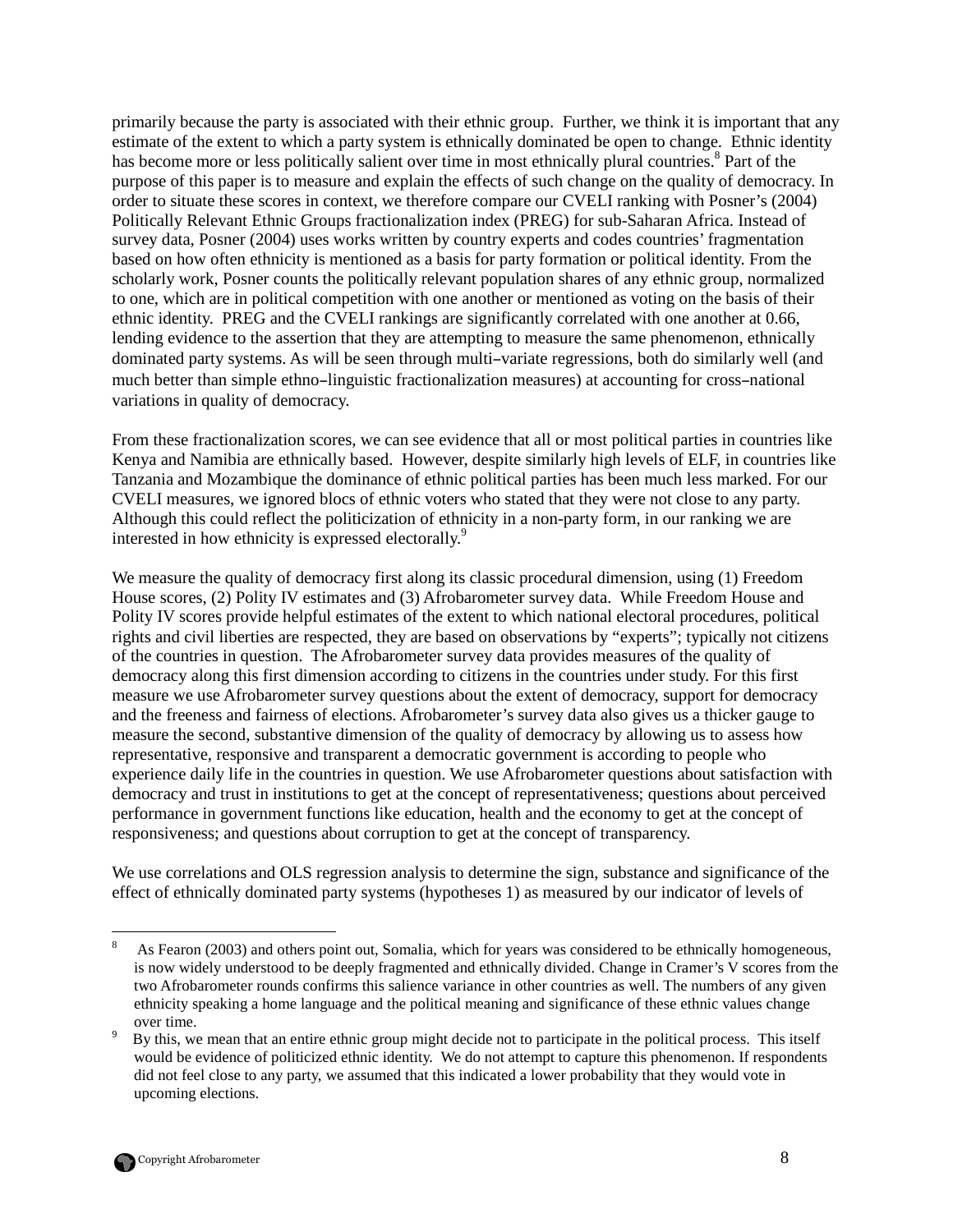primarily because the party is associated with their ethnic group. Further, we think it is important that any estimate of the extent to which a party system is ethnically dominated be open to change. Ethnic identity has become more or less politically salient over time in most ethnically plural countries.[8] Part of the purpose of this paper is to measure and explain the effects of such change on the quality of democracy. In order to situate these scores in context, we therefore compare our CVELI ranking with Posner's (2004) Politically Relevant Ethnic Groups fractionalization index (PREG) for sub-Saharan Africa. Instead of survey data, Posner (2004) uses works written by country experts and codes countries' fragmentation based on how often ethnicity is mentioned as a basis for party formation or political identity. From the scholarly work, Posner counts the politically relevant population shares of any ethnic group, normalized to one, which are in political competition with one another or mentioned as voting on the basis of their ethnic identity. PREG and the CVELI rankings are significantly correlated with one another at 0.66, lending evidence to the assertion that they are attempting to measure the same phenomenon, ethnically dominated party systems. As will be seen through multi-variate regressions, both do similarly well (and much better than simple ethno-linguistic fractionalization measures) at accounting for cross-national variations in quality of democracy.

From these fractionalization scores, we can see evidence that all or most political parties in countries like Kenya and Namibia are ethnically based. However, despite similarly high levels of ELF, in countries like Tanzania and Mozambique the dominance of ethnic political parties has been much less marked. For our CVELI measures, we ignored blocs of ethnic voters who stated that they were not close to any party. Although this could reflect the politicization of ethnicity in a non-party form, in our ranking we are interested in how ethnicity is expressed electorally.[9]

We measure the quality of democracy first along its classic procedural dimension, using (1) Freedom House scores, (2) Polity IV estimates and (3) Afrobarometer survey data. While Freedom House and Polity IV scores provide helpful estimates of the extent to which national electoral procedures, political rights and civil liberties are respected, they are based on observations by "experts"; typically not citizens of the countries in question. The Afrobarometer survey data provides measures of the quality of democracy along this first dimension according to citizens in the countries under study. For this first measure we use Afrobarometer survey questions about the extent of democracy, support for democracy and the freeness and fairness of elections. Afrobarometer's survey data also gives us a thicker gauge to measure the second, substantive dimension of the quality of democracy by allowing us to assess how representative, responsive and transparent a democratic government is according to people who experience daily life in the countries in question. We use Afrobarometer questions about satisfaction with democracy and trust in institutions to get at the concept of representativeness; questions about perceived performance in government functions like education, health and the economy to get at the concept of responsiveness; and questions about corruption to get at the concept of transparency.

We use correlations and OLS regression analysis to determine the sign, substance and significance of the effect of ethnically dominated party systems (hypotheses 1) as measured by our indicator of levels of

---

[8] As Fearon (2003) and others point out, Somalia, which for years was considered to be ethnically homogeneous, is now widely understood to be deeply fragmented and ethnically divided. Change in Cramer's V scores from the two Afrobarometer rounds confirms this salience variance in other countries as well. The numbers of any given ethnicity speaking a home language and the political meaning and significance of these ethnic values change over time.

[9] By this, we mean that an entire ethnic group might decide not to participate in the political process. This itself would be evidence of politicized ethnic identity. We do not attempt to capture this phenomenon. If respondents did not feel close to any party, we assumed that this indicated a lower probability that they would vote in upcoming elections.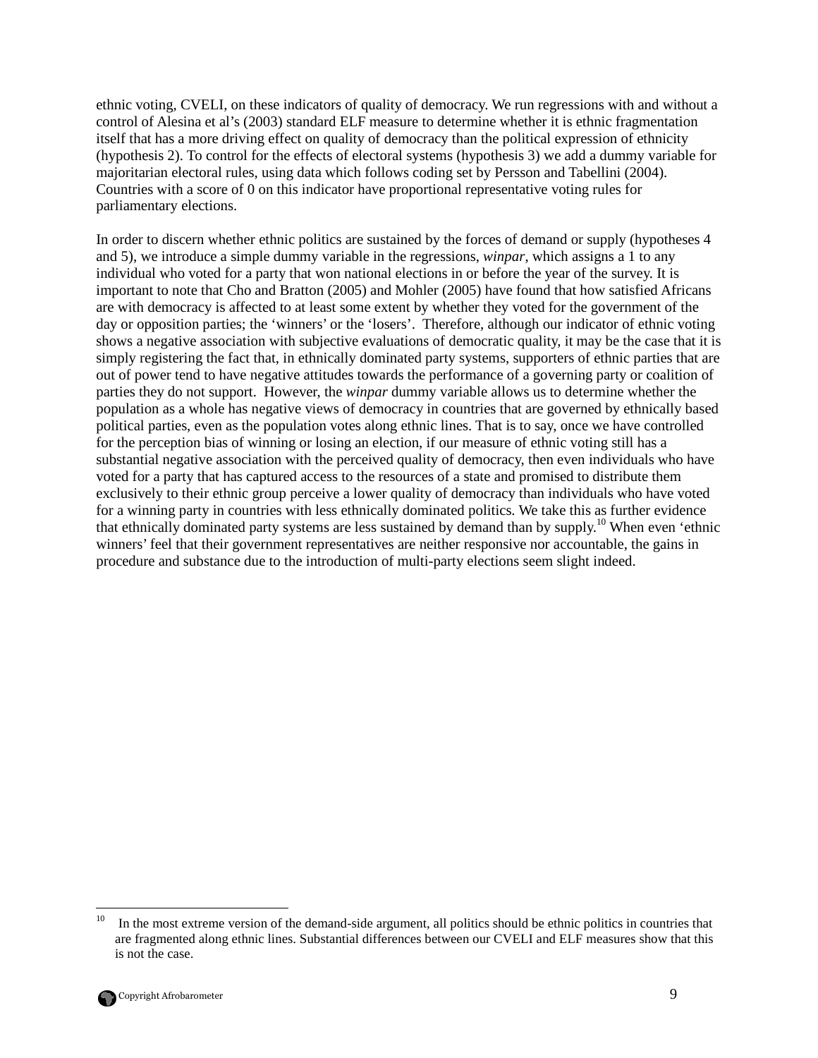ethnic voting, CVELI, on these indicators of quality of democracy. We run regressions with and without a control of Alesina et al's (2003) standard ELF measure to determine whether it is ethnic fragmentation itself that has a more driving effect on quality of democracy than the political expression of ethnicity (hypothesis 2). To control for the effects of electoral systems (hypothesis 3) we add a dummy variable for majoritarian electoral rules, using data which follows coding set by Persson and Tabellini (2004). Countries with a score of 0 on this indicator have proportional representative voting rules for parliamentary elections.

In order to discern whether ethnic politics are sustained by the forces of demand or supply (hypotheses 4 and 5), we introduce a simple dummy variable in the regressions, *winpar*, which assigns a 1 to any individual who voted for a party that won national elections in or before the year of the survey. It is important to note that Cho and Bratton (2005) and Mohler (2005) have found that how satisfied Africans are with democracy is affected to at least some extent by whether they voted for the government of the day or opposition parties; the 'winners' or the 'losers'. Therefore, although our indicator of ethnic voting shows a negative association with subjective evaluations of democratic quality, it may be the case that it is simply registering the fact that, in ethnically dominated party systems, supporters of ethnic parties that are out of power tend to have negative attitudes towards the performance of a governing party or coalition of parties they do not support. However, the *winpar* dummy variable allows us to determine whether the population as a whole has negative views of democracy in countries that are governed by ethnically based political parties, even as the population votes along ethnic lines. That is to say, once we have controlled for the perception bias of winning or losing an election, if our measure of ethnic voting still has a substantial negative association with the perceived quality of democracy, then even individuals who have voted for a party that has captured access to the resources of a state and promised to distribute them exclusively to their ethnic group perceive a lower quality of democracy than individuals who have voted for a winning party in countries with less ethnically dominated politics. We take this as further evidence that ethnically dominated party systems are less sustained by demand than by supply.[10] When even 'ethnic winners' feel that their government representatives are neither responsive nor accountable, the gains in procedure and substance due to the introduction of multi-party elections seem slight indeed.

[10] In the most extreme version of the demand-side argument, all politics should be ethnic politics in countries that are fragmented along ethnic lines. Substantial differences between our CVELI and ELF measures show that this is not the case.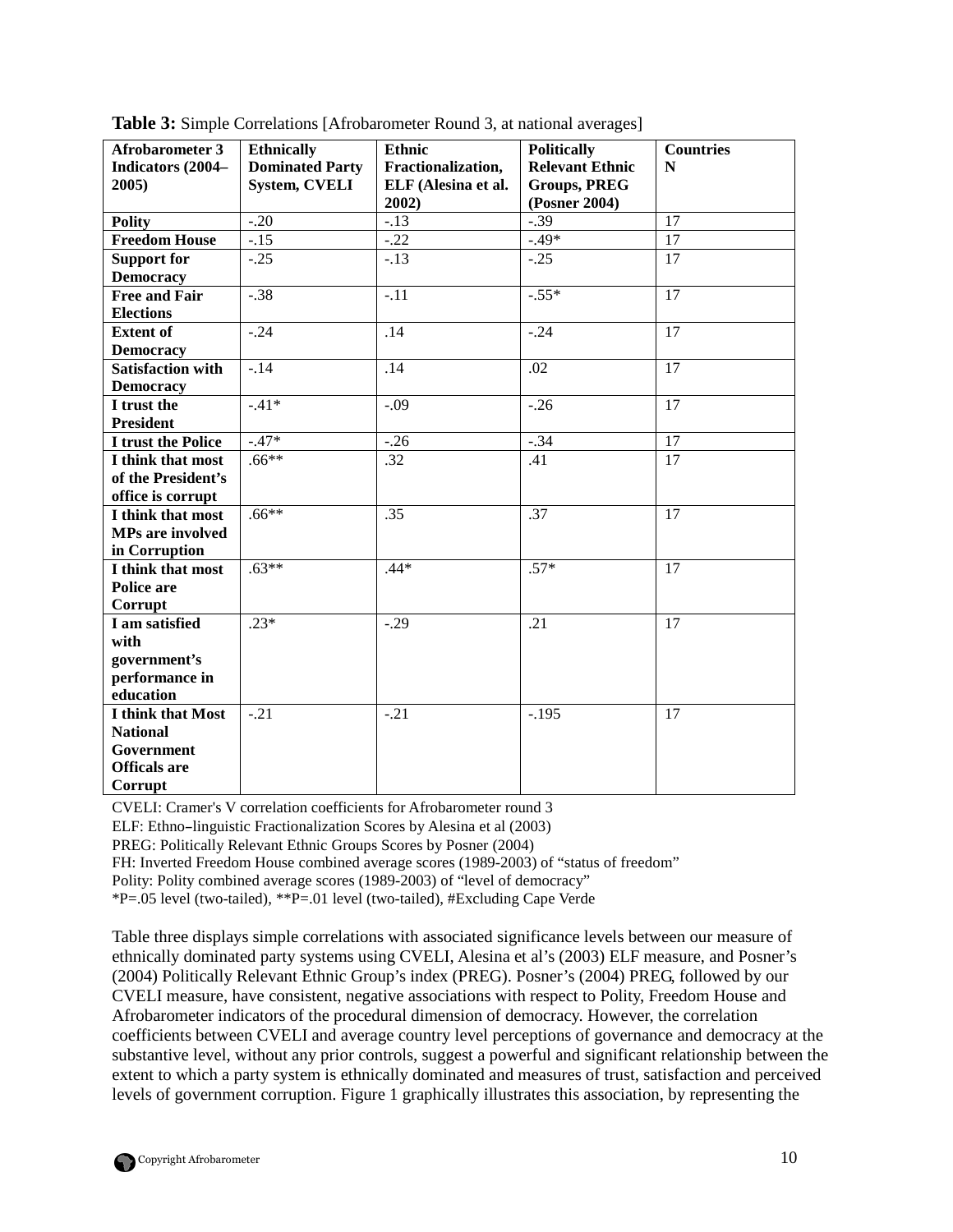**Table 3:** Simple Correlations [Afrobarometer Round 3, at national averages]

| Afrobarometer 3 Indicators (2004–2005) | Ethnically Dominated Party System, CVELI | Ethnic Fractionalization, ELF (Alesina et al. 2002) | Politically Relevant Ethnic Groups, PREG (Posner 2004) | Countries N |
|---|---|---|---|---|
| **Polity** | -.20 | -.13 | -.39 | 17 |
| **Freedom House** | -.15 | -.22 | -.49* | 17 |
| **Support for Democracy** | -.25 | -.13 | -.25 | 17 |
| **Free and Fair Elections** | -.38 | -.11 | -.55* | 17 |
| **Extent of Democracy** | -.24 | .14 | -.24 | 17 |
| **Satisfaction with Democracy** | -.14 | .14 | .02 | 17 |
| **I trust the President** | -.41* | -.09 | -.26 | 17 |
| **I trust the Police** | -.47* | -.26 | -.34 | 17 |
| **I think that most of the President's office is corrupt** | .66** | .32 | .41 | 17 |
| **I think that most MPs are involved in Corruption** | .66** | .35 | .37 | 17 |
| **I think that most Police are Corrupt** | .63** | .44* | .57* | 17 |
| **I am satisfied with government's performance in education** | .23* | -.29 | .21 | 17 |
| **I think that Most National Government Officals are Corrupt** | -.21 | -.21 | -.195 | 17 |

CVELI: Cramer's V correlation coefficients for Afrobarometer round 3

ELF: Ethno–linguistic Fractionalization Scores by Alesina et al (2003)

PREG: Politically Relevant Ethnic Groups Scores by Posner (2004)

FH: Inverted Freedom House combined average scores (1989-2003) of "status of freedom"

Polity: Polity combined average scores (1989-2003) of "level of democracy"

*P=.05 level (two-tailed), **P=.01 level (two-tailed), #Excluding Cape Verde

Table three displays simple correlations with associated significance levels between our measure of ethnically dominated party systems using CVELI, Alesina et al's (2003) ELF measure, and Posner's (2004) Politically Relevant Ethnic Group's index (PREG). Posner's (2004) PREG, followed by our CVELI measure, have consistent, negative associations with respect to Polity, Freedom House and Afrobarometer indicators of the procedural dimension of democracy. However, the correlation coefficients between CVELI and average country level perceptions of governance and democracy at the substantive level, without any prior controls, suggest a powerful and significant relationship between the extent to which a party system is ethnically dominated and measures of trust, satisfaction and perceived levels of government corruption. Figure 1 graphically illustrates this association, by representing the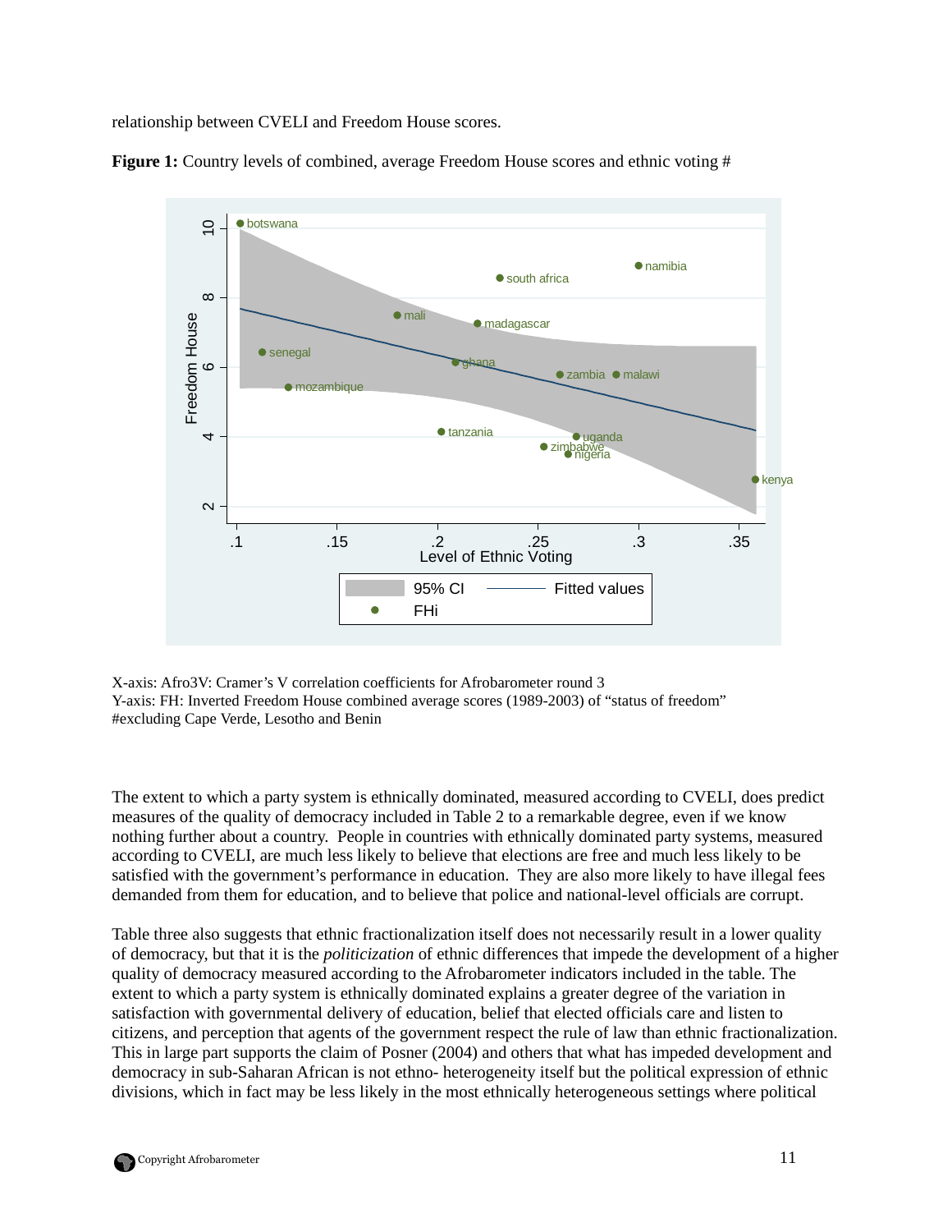relationship between CVELI and Freedom House scores.

**Figure 1:** Country levels of combined, average Freedom House scores and ethnic voting #

X-axis: Afro3V: Cramer's V correlation coefficients for Afrobarometer round 3
Y-axis: FH: Inverted Freedom House combined average scores (1989-2003) of "status of freedom"
#excluding Cape Verde, Lesotho and Benin

The extent to which a party system is ethnically dominated, measured according to CVELI, does predict measures of the quality of democracy included in Table 2 to a remarkable degree, even if we know nothing further about a country. People in countries with ethnically dominated party systems, measured according to CVELI, are much less likely to believe that elections are free and much less likely to be satisfied with the government's performance in education. They are also more likely to have illegal fees demanded from them for education, and to believe that police and national-level officials are corrupt.

Table three also suggests that ethnic fractionalization itself does not necessarily result in a lower quality of democracy, but that it is the *politicization* of ethnic differences that impede the development of a higher quality of democracy measured according to the Afrobarometer indicators included in the table. The extent to which a party system is ethnically dominated explains a greater degree of the variation in satisfaction with governmental delivery of education, belief that elected officials care and listen to citizens, and perception that agents of the government respect the rule of law than ethnic fractionalization. This in large part supports the claim of Posner (2004) and others that what has impeded development and democracy in sub-Saharan African is not ethno- heterogeneity itself but the political expression of ethnic divisions, which in fact may be less likely in the most ethnically heterogeneous settings where political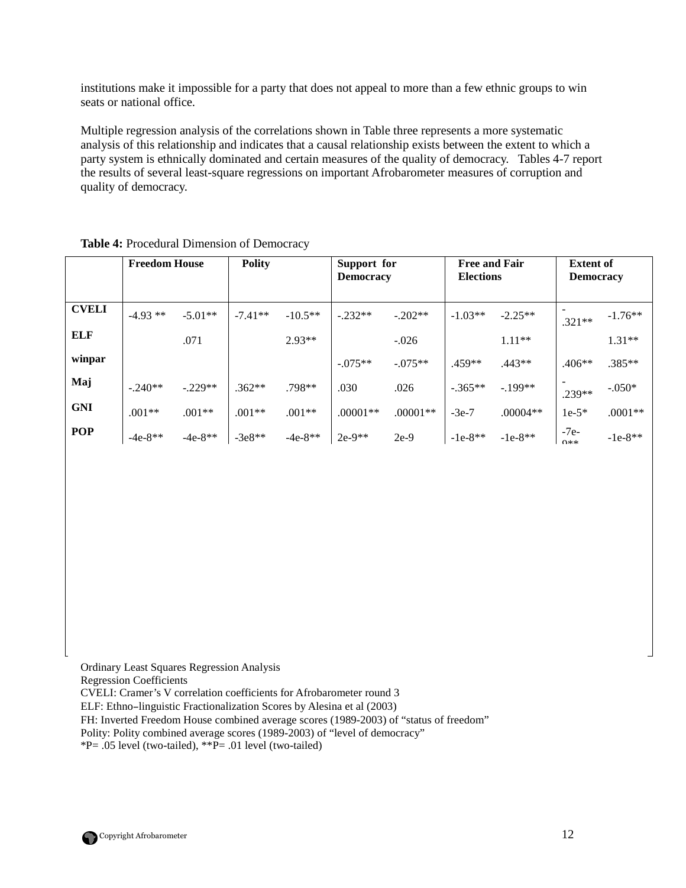institutions make it impossible for a party that does not appeal to more than a few ethnic groups to win seats or national office.

Multiple regression analysis of the correlations shown in Table three represents a more systematic analysis of this relationship and indicates that a causal relationship exists between the extent to which a party system is ethnically dominated and certain measures of the quality of democracy. Tables 4-7 report the results of several least-square regressions on important Afrobarometer measures of corruption and quality of democracy.

**Table 4:** Procedural Dimension of Democracy

| | **Freedom House** | | **Polity** | | **Support for Democracy** | | **Free and Fair Elections** | | **Extent of Democracy** | |
|---|---|---|---|---|---|---|---|---|---|---|
| **CVELI** | -4.93 ** | -5.01** | -7.41** | -10.5** | -.232** | -.202** | -1.03** | -2.25** | -.321** | -1.76** |
| **ELF** | | .071 | | 2.93** | | -.026 | | 1.11** | | 1.31** |
| **winpar** | | | | | -.075** | -.075** | .459** | .443** | .406** | .385** |
| **Maj** | -.240** | -.229** | .362** | .798** | .030 | .026 | -.365** | -.199** | -.239** | -.050* |
| **GNI** | .001** | .001** | .001** | .001** | .00001** | .00001** | -3e-7 | .00004** | 1e-5* | .0001** |
| **POP** | -4e-8** | -4e-8** | -3e8** | -4e-8** | 2e-9** | 2e-9 | -1e-8** | -1e-8** | -7e-9** | -1e-8** |

Ordinary Least Squares Regression Analysis
Regression Coefficients
CVELI: Cramer's V correlation coefficients for Afrobarometer round 3
ELF: Ethno–linguistic Fractionalization Scores by Alesina et al (2003)
FH: Inverted Freedom House combined average scores (1989-2003) of "status of freedom"
Polity: Polity combined average scores (1989-2003) of "level of democracy"
*P= .05 level (two-tailed), **P= .01 level (two-tailed)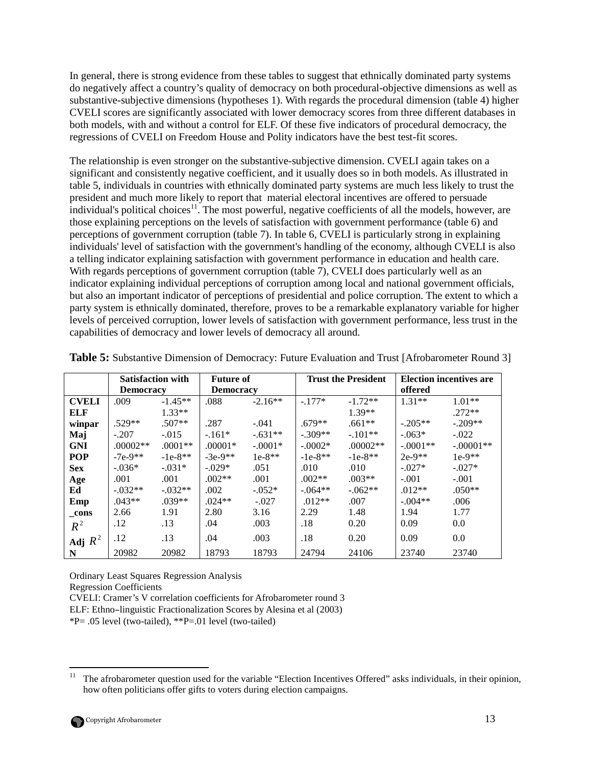In general, there is strong evidence from these tables to suggest that ethnically dominated party systems do negatively affect a country's quality of democracy on both procedural-objective dimensions as well as substantive-subjective dimensions (hypotheses 1). With regards the procedural dimension (table 4) higher CVELI scores are significantly associated with lower democracy scores from three different databases in both models, with and without a control for ELF. Of these five indicators of procedural democracy, the regressions of CVELI on Freedom House and Polity indicators have the best test-fit scores.

The relationship is even stronger on the substantive-subjective dimension. CVELI again takes on a significant and consistently negative coefficient, and it usually does so in both models. As illustrated in table 5, individuals in countries with ethnically dominated party systems are much less likely to trust the president and much more likely to report that material electoral incentives are offered to persuade individual's political choices[11]. The most powerful, negative coefficients of all the models, however, are those explaining perceptions on the levels of satisfaction with government performance (table 6) and perceptions of government corruption (table 7). In table 6, CVELI is particularly strong in explaining individuals' level of satisfaction with the government's handling of the economy, although CVELI is also a telling indicator explaining satisfaction with government performance in education and health care. With regards perceptions of government corruption (table 7), CVELI does particularly well as an indicator explaining individual perceptions of corruption among local and national government officials, but also an important indicator of perceptions of presidential and police corruption. The extent to which a party system is ethnically dominated, therefore, proves to be a remarkable explanatory variable for higher levels of perceived corruption, lower levels of satisfaction with government performance, less trust in the capabilities of democracy and lower levels of democracy all around.

**Table 5:** Substantive Dimension of Democracy: Future Evaluation and Trust [Afrobarometer Round 3]

| | Satisfaction with Democracy | | Future of Democracy | | Trust the President | | Election incentives are offered | |
|---|---|---|---|---|---|---|---|---|
| **CVELI** | .009 | -1.45** | .088 | -2.16** | -.177* | -1.72** | 1.31** | 1.01** |
| **ELF** | | 1.33** | | | | 1.39** | | .272** |
| **winpar** | .529** | .507** | .287 | -.041 | .679** | .661** | -.205** | -.209** |
| **Maj** | -.207 | -.015 | -.161* | -.631** | -.309** | -.101** | -.063* | -.022 |
| **GNI** | .00002** | .0001** | .00001* | -.0001* | -.0002* | .00002** | -.0001** | -.00001** |
| **POP** | -7e-9** | -1e-8** | -3e-9** | 1e-8** | -1e-8** | -1e-8** | 2e-9** | 1e-9** |
| **Sex** | -.036* | -.031* | -.029* | .051 | .010 | .010 | -.027* | -.027* |
| **Age** | .001 | .001 | .002** | .001 | .002** | .003** | -.001 | -.001 |
| **Ed** | -.032** | -.032** | .002 | -.052* | -.064** | -.062** | .012** | .050** |
| **Emp** | .043** | .039** | .024** | -.027 | .012** | .007 | -.004** | .006 |
| **_cons** | 2.66 | 1.91 | 2.80 | 3.16 | 2.29 | 1.48 | 1.94 | 1.77 |
| $R^2$ | .12 | .13 | .04 | .003 | .18 | 0.20 | 0.09 | 0.0 |
| **Adj** $R^2$ | .12 | .13 | .04 | .003 | .18 | 0.20 | 0.09 | 0.0 |
| **N** | 20982 | 20982 | 18793 | 18793 | 24794 | 24106 | 23740 | 23740 |

Ordinary Least Squares Regression Analysis
Regression Coefficients
CVELI: Cramer's V correlation coefficients for Afrobarometer round 3
ELF: Ethno–linguistic Fractionalization Scores by Alesina et al (2003)
*P= .05 level (two-tailed), **P=.01 level (two-tailed)

[11] The afrobarometer question used for the variable "Election Incentives Offered" asks individuals, in their opinion, how often politicians offer gifts to voters during election campaigns.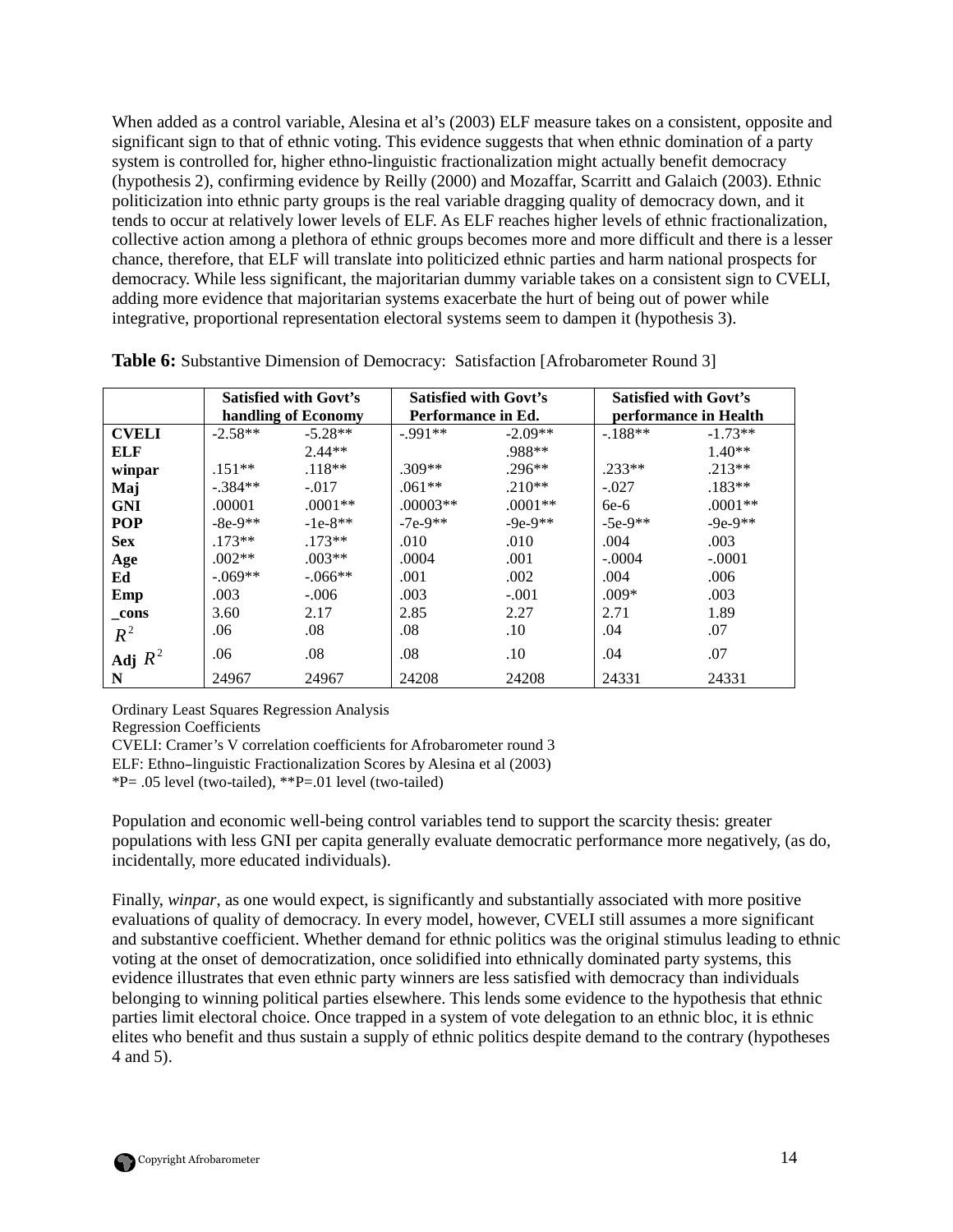When added as a control variable, Alesina et al's (2003) ELF measure takes on a consistent, opposite and significant sign to that of ethnic voting. This evidence suggests that when ethnic domination of a party system is controlled for, higher ethno-linguistic fractionalization might actually benefit democracy (hypothesis 2), confirming evidence by Reilly (2000) and Mozaffar, Scarritt and Galaich (2003). Ethnic politicization into ethnic party groups is the real variable dragging quality of democracy down, and it tends to occur at relatively lower levels of ELF. As ELF reaches higher levels of ethnic fractionalization, collective action among a plethora of ethnic groups becomes more and more difficult and there is a lesser chance, therefore, that ELF will translate into politicized ethnic parties and harm national prospects for democracy. While less significant, the majoritarian dummy variable takes on a consistent sign to CVELI, adding more evidence that majoritarian systems exacerbate the hurt of being out of power while integrative, proportional representation electoral systems seem to dampen it (hypothesis 3).

**Table 6:** Substantive Dimension of Democracy: Satisfaction [Afrobarometer Round 3]

| | **Satisfied with Govt's handling of Economy** | | **Satisfied with Govt's Performance in Ed.** | | **Satisfied with Govt's performance in Health** | |
|---|---|---|---|---|---|---|
| **CVELI** | -2.58** | -5.28** | -.991** | -2.09** | -.188** | -1.73** |
| **ELF** | | 2.44** | | .988** | | 1.40** |
| **winpar** | .151** | .118** | .309** | .296** | .233** | .213** |
| **Maj** | -.384** | -.017 | .061** | .210** | -.027 | .183** |
| **GNI** | .00001 | .0001** | .00003** | .0001** | 6e-6 | .0001** |
| **POP** | -8e-9** | -1e-8** | -7e-9** | -9e-9** | -5e-9** | -9e-9** |
| **Sex** | .173** | .173** | .010 | .010 | .004 | .003 |
| **Age** | .002** | .003** | .0004 | .001 | -.0004 | -.0001 |
| **Ed** | -.069** | -.066** | .001 | .002 | .004 | .006 |
| **Emp** | .003 | -.006 | .003 | -.001 | .009* | .003 |
| **_cons** | 3.60 | 2.17 | 2.85 | 2.27 | 2.71 | 1.89 |
| $R^2$ | .06 | .08 | .08 | .10 | .04 | .07 |
| **Adj** $R^2$ | .06 | .08 | .08 | .10 | .04 | .07 |
| **N** | 24967 | 24967 | 24208 | 24208 | 24331 | 24331 |

Ordinary Least Squares Regression Analysis
Regression Coefficients
CVELI: Cramer's V correlation coefficients for Afrobarometer round 3
ELF: Ethno–linguistic Fractionalization Scores by Alesina et al (2003)
*P= .05 level (two-tailed), **P=.01 level (two-tailed)

Population and economic well-being control variables tend to support the scarcity thesis: greater populations with less GNI per capita generally evaluate democratic performance more negatively, (as do, incidentally, more educated individuals).

Finally, *winpar*, as one would expect, is significantly and substantially associated with more positive evaluations of quality of democracy. In every model, however, CVELI still assumes a more significant and substantive coefficient. Whether demand for ethnic politics was the original stimulus leading to ethnic voting at the onset of democratization, once solidified into ethnically dominated party systems, this evidence illustrates that even ethnic party winners are less satisfied with democracy than individuals belonging to winning political parties elsewhere. This lends some evidence to the hypothesis that ethnic parties limit electoral choice. Once trapped in a system of vote delegation to an ethnic bloc, it is ethnic elites who benefit and thus sustain a supply of ethnic politics despite demand to the contrary (hypotheses 4 and 5).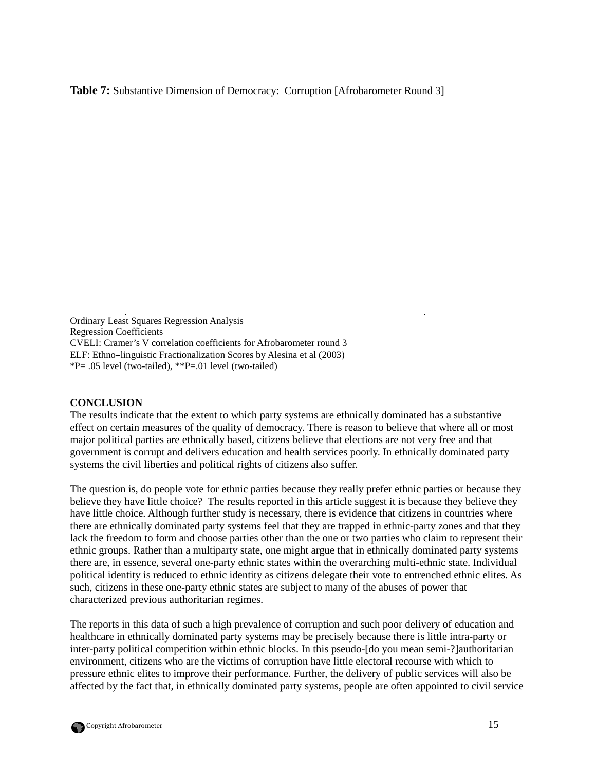**Table 7:** Substantive Dimension of Democracy: Corruption [Afrobarometer Round 3]

Ordinary Least Squares Regression Analysis
Regression Coefficients
CVELI: Cramer's V correlation coefficients for Afrobarometer round 3
ELF: Ethno–linguistic Fractionalization Scores by Alesina et al (2003)
*P= .05 level (two-tailed), **P=.01 level (two-tailed)

## CONCLUSION

The results indicate that the extent to which party systems are ethnically dominated has a substantive effect on certain measures of the quality of democracy. There is reason to believe that where all or most major political parties are ethnically based, citizens believe that elections are not very free and that government is corrupt and delivers education and health services poorly. In ethnically dominated party systems the civil liberties and political rights of citizens also suffer.

The question is, do people vote for ethnic parties because they really prefer ethnic parties or because they believe they have little choice? The results reported in this article suggest it is because they believe they have little choice. Although further study is necessary, there is evidence that citizens in countries where there are ethnically dominated party systems feel that they are trapped in ethnic-party zones and that they lack the freedom to form and choose parties other than the one or two parties who claim to represent their ethnic groups. Rather than a multiparty state, one might argue that in ethnically dominated party systems there are, in essence, several one-party ethnic states within the overarching multi-ethnic state. Individual political identity is reduced to ethnic identity as citizens delegate their vote to entrenched ethnic elites. As such, citizens in these one-party ethnic states are subject to many of the abuses of power that characterized previous authoritarian regimes.

The reports in this data of such a high prevalence of corruption and such poor delivery of education and healthcare in ethnically dominated party systems may be precisely because there is little intra-party or inter-party political competition within ethnic blocks. In this pseudo-[do you mean semi-?]authoritarian environment, citizens who are the victims of corruption have little electoral recourse with which to pressure ethnic elites to improve their performance. Further, the delivery of public services will also be affected by the fact that, in ethnically dominated party systems, people are often appointed to civil service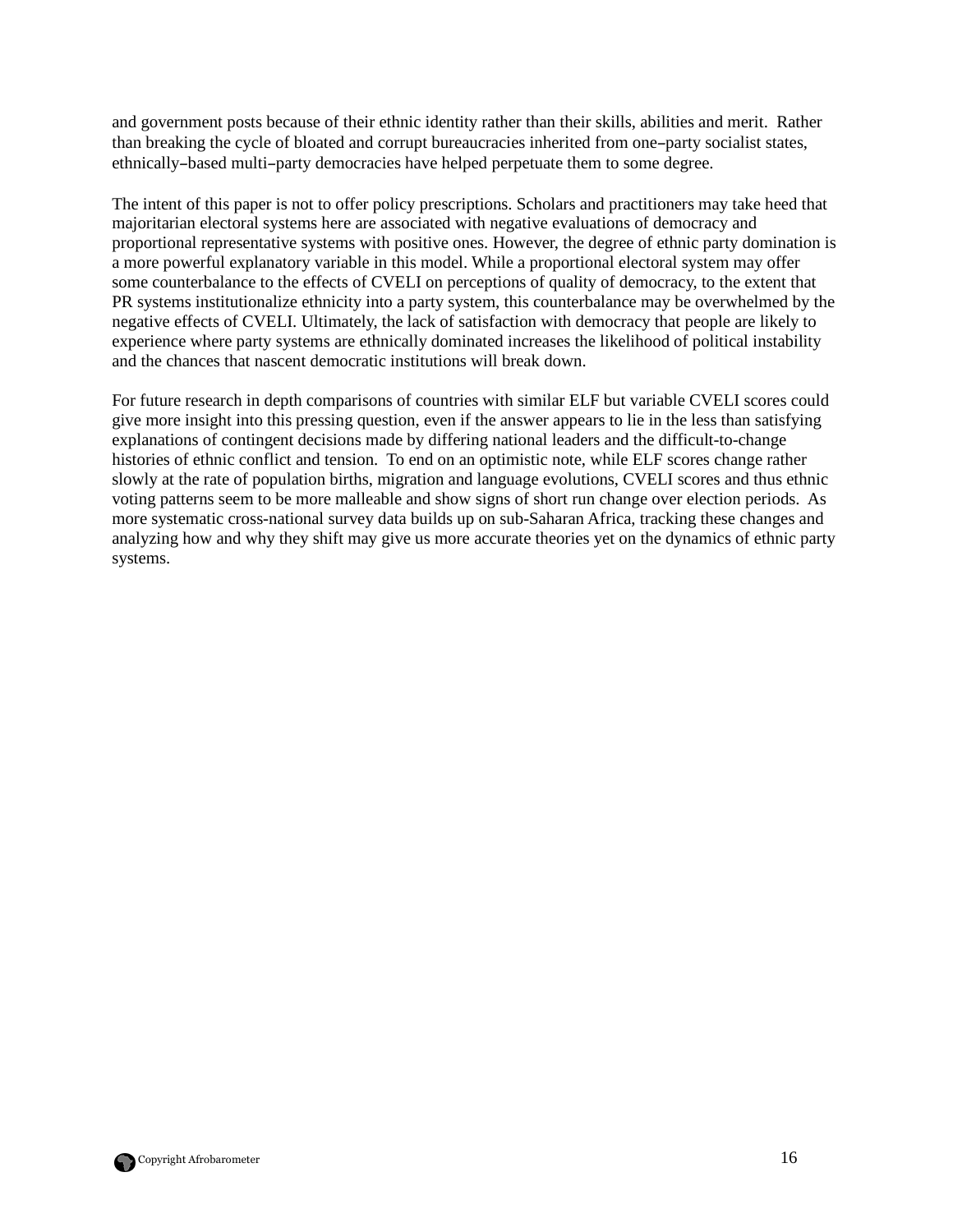and government posts because of their ethnic identity rather than their skills, abilities and merit. Rather than breaking the cycle of bloated and corrupt bureaucracies inherited from one–party socialist states, ethnically–based multi–party democracies have helped perpetuate them to some degree.

The intent of this paper is not to offer policy prescriptions. Scholars and practitioners may take heed that majoritarian electoral systems here are associated with negative evaluations of democracy and proportional representative systems with positive ones. However, the degree of ethnic party domination is a more powerful explanatory variable in this model. While a proportional electoral system may offer some counterbalance to the effects of CVELI on perceptions of quality of democracy, to the extent that PR systems institutionalize ethnicity into a party system, this counterbalance may be overwhelmed by the negative effects of CVELI. Ultimately, the lack of satisfaction with democracy that people are likely to experience where party systems are ethnically dominated increases the likelihood of political instability and the chances that nascent democratic institutions will break down.

For future research in depth comparisons of countries with similar ELF but variable CVELI scores could give more insight into this pressing question, even if the answer appears to lie in the less than satisfying explanations of contingent decisions made by differing national leaders and the difficult-to-change histories of ethnic conflict and tension. To end on an optimistic note, while ELF scores change rather slowly at the rate of population births, migration and language evolutions, CVELI scores and thus ethnic voting patterns seem to be more malleable and show signs of short run change over election periods. As more systematic cross-national survey data builds up on sub-Saharan Africa, tracking these changes and analyzing how and why they shift may give us more accurate theories yet on the dynamics of ethnic party systems.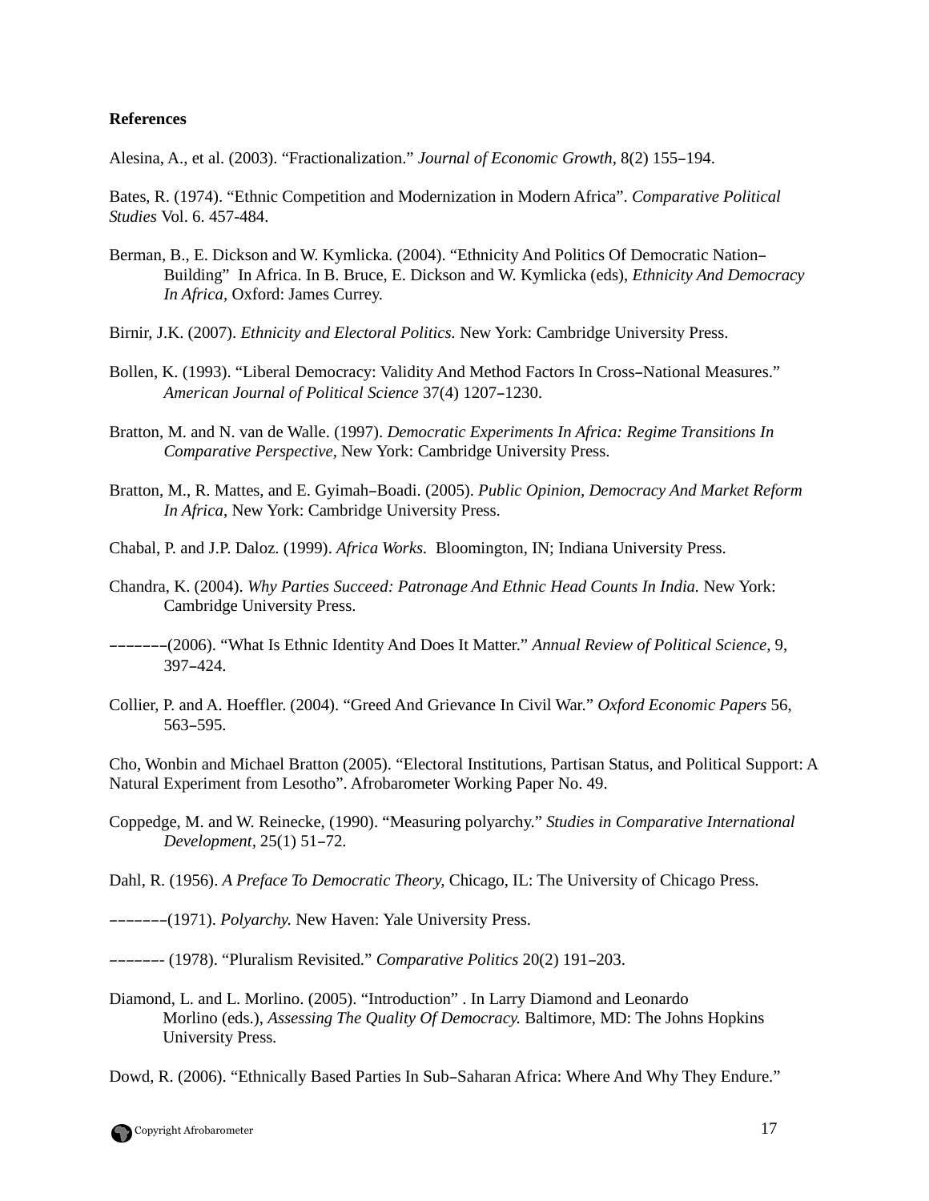**References**

Alesina, A., et al. (2003). “Fractionalization.” *Journal of Economic Growth*, 8(2) 155–194.

Bates, R. (1974). “Ethnic Competition and Modernization in Modern Africa”. *Comparative Political Studies* Vol. 6. 457-484.

Berman, B., E. Dickson and W. Kymlicka. (2004). “Ethnicity And Politics Of Democratic Nation–Building” In Africa. In B. Bruce, E. Dickson and W. Kymlicka (eds), *Ethnicity And Democracy In Africa*, Oxford: James Currey.

Birnir, J.K. (2007). *Ethnicity and Electoral Politics.* New York: Cambridge University Press.

Bollen, K. (1993). “Liberal Democracy: Validity And Method Factors In Cross–National Measures.” *American Journal of Political Science* 37(4) 1207–1230.

Bratton, M. and N. van de Walle. (1997). *Democratic Experiments In Africa: Regime Transitions In Comparative Perspective*, New York: Cambridge University Press.

Bratton, M., R. Mattes, and E. Gyimah–Boadi. (2005). *Public Opinion, Democracy And Market Reform In Africa*, New York: Cambridge University Press.

Chabal, P. and J.P. Daloz. (1999). *Africa Works.* Bloomington, IN; Indiana University Press.

Chandra, K. (2004). *Why Parties Succeed: Patronage And Ethnic Head Counts In India.* New York: Cambridge University Press.

–––––––(2006). “What Is Ethnic Identity And Does It Matter.” *Annual Review of Political Science*, 9, 397–424.

Collier, P. and A. Hoeffler. (2004). “Greed And Grievance In Civil War.” *Oxford Economic Papers* 56, 563–595.

Cho, Wonbin and Michael Bratton (2005). “Electoral Institutions, Partisan Status, and Political Support: A Natural Experiment from Lesotho”. Afrobarometer Working Paper No. 49.

Coppedge, M. and W. Reinecke, (1990). “Measuring polyarchy.” *Studies in Comparative International Development*, 25(1) 51–72.

Dahl, R. (1956). *A Preface To Democratic Theory*, Chicago, IL: The University of Chicago Press.

–––––––(1971). *Polyarchy.* New Haven: Yale University Press.

––––––– (1978). “Pluralism Revisited.” *Comparative Politics* 20(2) 191–203.

Diamond, L. and L. Morlino. (2005). “Introduction” . In Larry Diamond and Leonardo Morlino (eds.), *Assessing The Quality Of Democracy.* Baltimore, MD: The Johns Hopkins University Press.

Dowd, R. (2006). “Ethnically Based Parties In Sub–Saharan Africa: Where And Why They Endure.”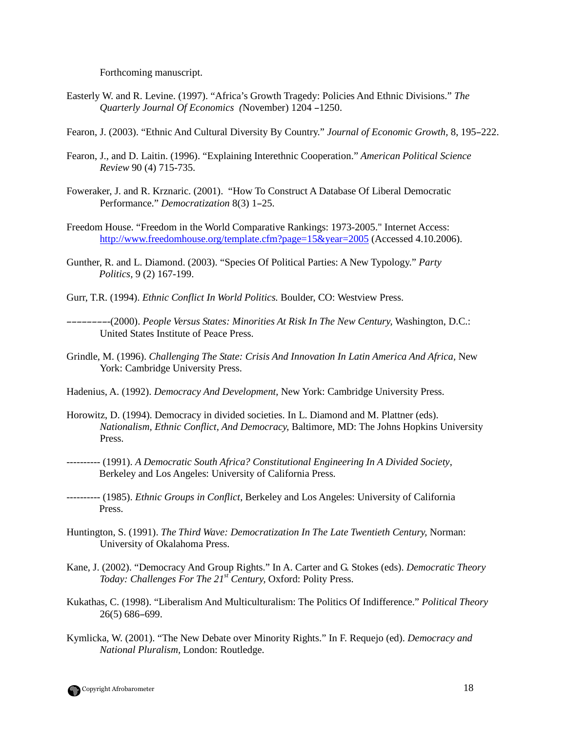Forthcoming manuscript.

Easterly W. and R. Levine. (1997). "Africa's Growth Tragedy: Policies And Ethnic Divisions." *The Quarterly Journal Of Economics (*November) 1204 –1250.

Fearon, J. (2003). "Ethnic And Cultural Diversity By Country." *Journal of Economic Growth*, 8, 195–222.

Fearon, J., and D. Laitin. (1996). "Explaining Interethnic Cooperation." *American Political Science Review* 90 (4) 715-735.

Foweraker, J. and R. Krznaric. (2001). "How To Construct A Database Of Liberal Democratic Performance." *Democratization* 8(3) 1–25.

Freedom House. "Freedom in the World Comparative Rankings: 1973-2005." Internet Access: http://www.freedomhouse.org/template.cfm?page=15&year=2005 (Accessed 4.10.2006).

Gunther, R. and L. Diamond. (2003). "Species Of Political Parties: A New Typology." *Party Politics*, 9 (2) 167-199.

Gurr, T.R. (1994). *Ethnic Conflict In World Politics.* Boulder, CO: Westview Press.

–––––––––(2000). *People Versus States: Minorities At Risk In The New Century,* Washington, D.C.: United States Institute of Peace Press.

Grindle, M. (1996). *Challenging The State: Crisis And Innovation In Latin America And Africa*, New York: Cambridge University Press.

Hadenius, A. (1992). *Democracy And Development,* New York: Cambridge University Press.

Horowitz, D. (1994). Democracy in divided societies. In L. Diamond and M. Plattner (eds). *Nationalism, Ethnic Conflict, And Democracy,* Baltimore, MD: The Johns Hopkins University Press.

---------- (1991). *A Democratic South Africa? Constitutional Engineering In A Divided Society*, Berkeley and Los Angeles: University of California Press.

---------- (1985). *Ethnic Groups in Conflict,* Berkeley and Los Angeles: University of California Press.

Huntington, S. (1991). *The Third Wave: Democratization In The Late Twentieth Century,* Norman: University of Okalahoma Press.

Kane, J. (2002). "Democracy And Group Rights." In A. Carter and G. Stokes (eds). *Democratic Theory Today: Challenges For The 21st Century,* Oxford: Polity Press.

Kukathas, C. (1998). "Liberalism And Multiculturalism: The Politics Of Indifference." *Political Theory* 26(5) 686–699.

Kymlicka, W. (2001). "The New Debate over Minority Rights." In F. Requejo (ed). *Democracy and National Pluralism*, London: Routledge.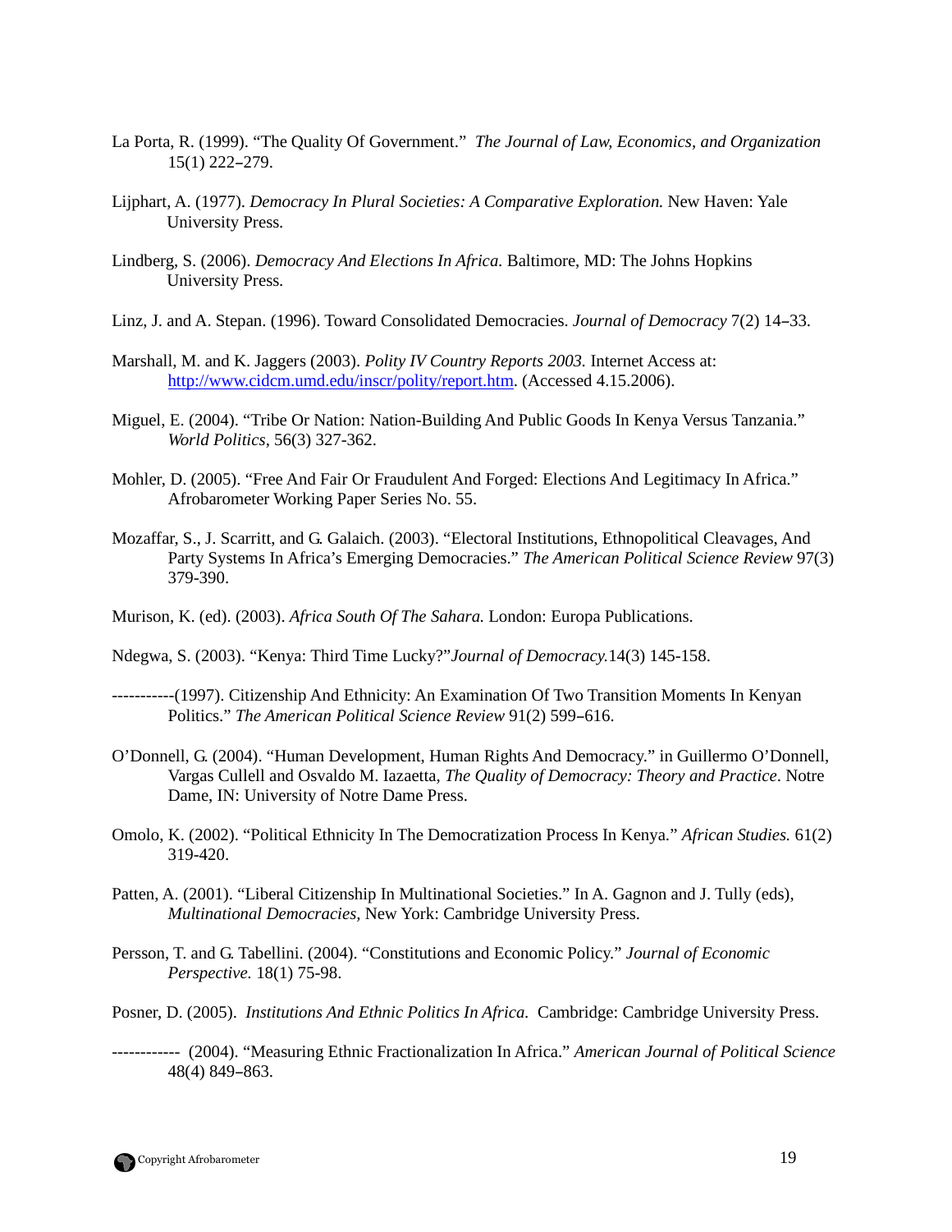La Porta, R. (1999). "The Quality Of Government." *The Journal of Law, Economics, and Organization* 15(1) 222–279.

Lijphart, A. (1977). *Democracy In Plural Societies: A Comparative Exploration.* New Haven: Yale University Press.

Lindberg, S. (2006). *Democracy And Elections In Africa.* Baltimore, MD: The Johns Hopkins University Press.

Linz, J. and A. Stepan. (1996). Toward Consolidated Democracies. *Journal of Democracy* 7(2) 14–33.

Marshall, M. and K. Jaggers (2003). *Polity IV Country Reports 2003.* Internet Access at: http://www.cidcm.umd.edu/inscr/polity/report.htm. (Accessed 4.15.2006).

Miguel, E. (2004). "Tribe Or Nation: Nation-Building And Public Goods In Kenya Versus Tanzania." *World Politics*, 56(3) 327-362.

Mohler, D. (2005). "Free And Fair Or Fraudulent And Forged: Elections And Legitimacy In Africa." Afrobarometer Working Paper Series No. 55.

Mozaffar, S., J. Scarritt, and G. Galaich. (2003). "Electoral Institutions, Ethnopolitical Cleavages, And Party Systems In Africa's Emerging Democracies." *The American Political Science Review* 97(3) 379-390.

Murison, K. (ed). (2003). *Africa South Of The Sahara.* London: Europa Publications.

Ndegwa, S. (2003). "Kenya: Third Time Lucky?"*Journal of Democracy.*14(3) 145-158.

-----------(1997). Citizenship And Ethnicity: An Examination Of Two Transition Moments In Kenyan Politics." *The American Political Science Review* 91(2) 599–616.

O'Donnell, G. (2004). "Human Development, Human Rights And Democracy." in Guillermo O'Donnell, Vargas Cullell and Osvaldo M. Iazaetta, *The Quality of Democracy: Theory and Practice*. Notre Dame, IN: University of Notre Dame Press.

Omolo, K. (2002). "Political Ethnicity In The Democratization Process In Kenya." *African Studies.* 61(2) 319-420.

Patten, A. (2001). "Liberal Citizenship In Multinational Societies." In A. Gagnon and J. Tully (eds), *Multinational Democracies,* New York: Cambridge University Press.

Persson, T. and G. Tabellini. (2004). "Constitutions and Economic Policy." *Journal of Economic Perspective.* 18(1) 75-98.

Posner, D. (2005). *Institutions And Ethnic Politics In Africa.* Cambridge: Cambridge University Press.

------------ (2004). "Measuring Ethnic Fractionalization In Africa." *American Journal of Political Science* 48(4) 849–863.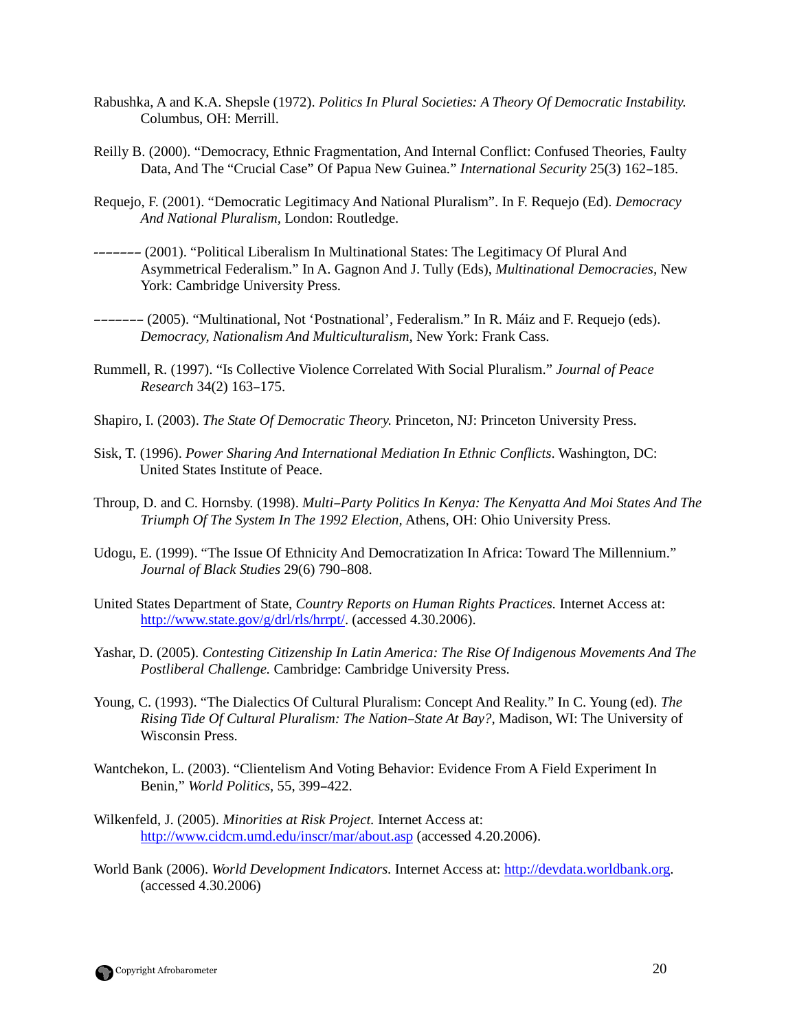Rabushka, A and K.A. Shepsle (1972). *Politics In Plural Societies: A Theory Of Democratic Instability.* Columbus, OH: Merrill.

Reilly B. (2000). "Democracy, Ethnic Fragmentation, And Internal Conflict: Confused Theories, Faulty Data, And The "Crucial Case" Of Papua New Guinea." *International Security* 25(3) 162–185.

Requejo, F. (2001). "Democratic Legitimacy And National Pluralism". In F. Requejo (Ed). *Democracy And National Pluralism*, London: Routledge.

––––––– (2001). "Political Liberalism In Multinational States: The Legitimacy Of Plural And Asymmetrical Federalism." In A. Gagnon And J. Tully (Eds), *Multinational Democracies*, New York: Cambridge University Press.

––––––– (2005). "Multinational, Not 'Postnational', Federalism." In R. Máiz and F. Requejo (eds). *Democracy, Nationalism And Multiculturalism*, New York: Frank Cass.

Rummell, R. (1997). "Is Collective Violence Correlated With Social Pluralism." *Journal of Peace Research* 34(2) 163–175.

Shapiro, I. (2003). *The State Of Democratic Theory.* Princeton, NJ: Princeton University Press.

Sisk, T. (1996). *Power Sharing And International Mediation In Ethnic Conflicts*. Washington, DC: United States Institute of Peace.

Throup, D. and C. Hornsby. (1998). *Multi–Party Politics In Kenya: The Kenyatta And Moi States And The Triumph Of The System In The 1992 Election*, Athens, OH: Ohio University Press.

Udogu, E. (1999). "The Issue Of Ethnicity And Democratization In Africa: Toward The Millennium." *Journal of Black Studies* 29(6) 790–808.

United States Department of State, *Country Reports on Human Rights Practices.* Internet Access at: http://www.state.gov/g/drl/rls/hrrpt/. (accessed 4.30.2006).

Yashar, D. (2005). *Contesting Citizenship In Latin America: The Rise Of Indigenous Movements And The Postliberal Challenge.* Cambridge: Cambridge University Press.

Young, C. (1993). "The Dialectics Of Cultural Pluralism: Concept And Reality." In C. Young (ed). *The Rising Tide Of Cultural Pluralism: The Nation–State At Bay?,* Madison, WI: The University of Wisconsin Press.

Wantchekon, L. (2003). "Clientelism And Voting Behavior: Evidence From A Field Experiment In Benin," *World Politics*, 55, 399–422.

Wilkenfeld, J. (2005). *Minorities at Risk Project*. Internet Access at: http://www.cidcm.umd.edu/inscr/mar/about.asp (accessed 4.20.2006).

World Bank (2006). *World Development Indicators.* Internet Access at: http://devdata.worldbank.org. (accessed 4.30.2006)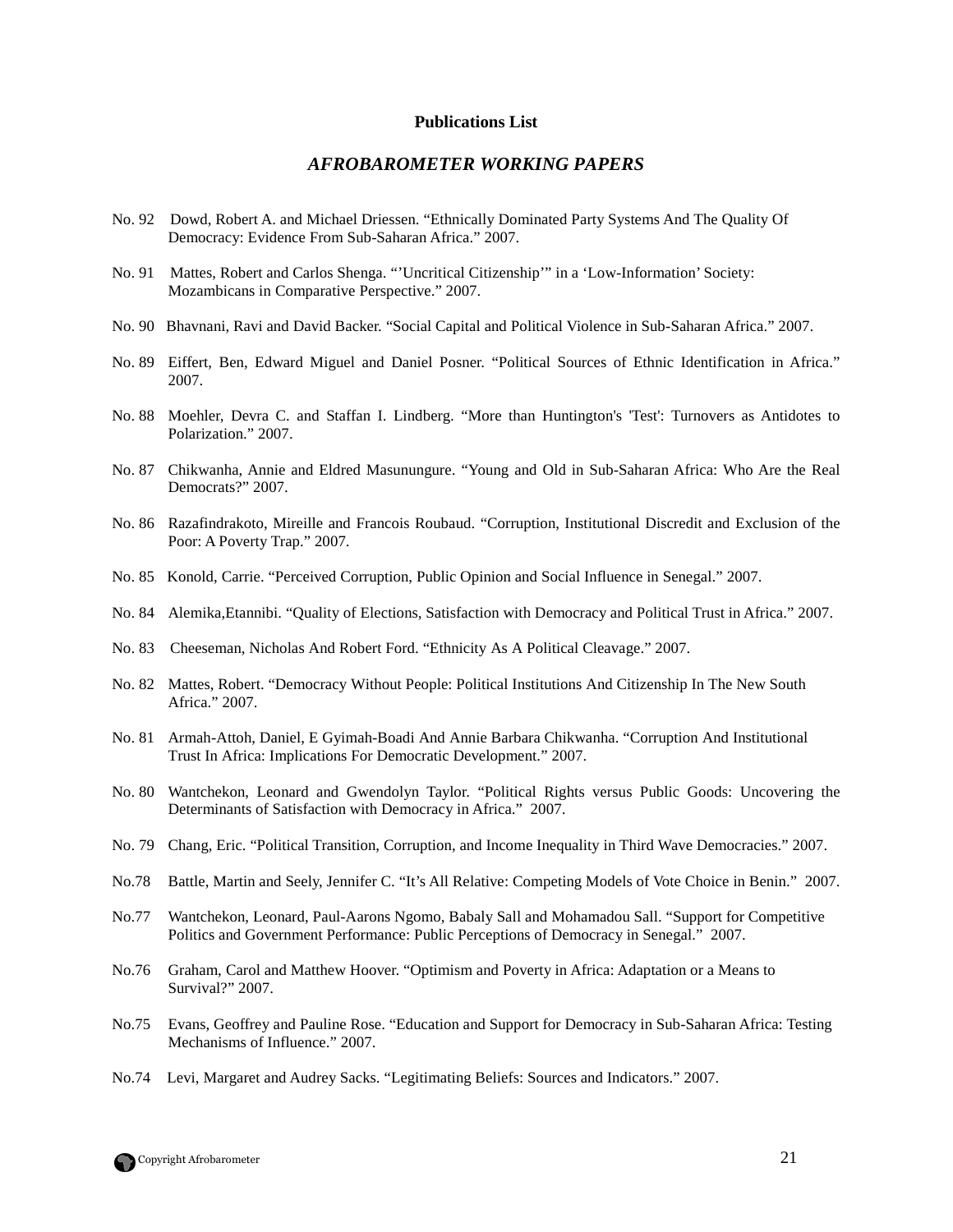**Publications List**

## *AFROBAROMETER WORKING PAPERS*

No. 92 Dowd, Robert A. and Michael Driessen. "Ethnically Dominated Party Systems And The Quality Of Democracy: Evidence From Sub-Saharan Africa." 2007.

No. 91 Mattes, Robert and Carlos Shenga. "'Uncritical Citizenship'" in a 'Low-Information' Society: Mozambicans in Comparative Perspective." 2007.

No. 90 Bhavnani, Ravi and David Backer. "Social Capital and Political Violence in Sub-Saharan Africa." 2007.

No. 89 Eiffert, Ben, Edward Miguel and Daniel Posner. "Political Sources of Ethnic Identification in Africa." 2007.

No. 88 Moehler, Devra C. and Staffan I. Lindberg. "More than Huntington's 'Test': Turnovers as Antidotes to Polarization." 2007.

No. 87 Chikwanha, Annie and Eldred Masunungure. "Young and Old in Sub-Saharan Africa: Who Are the Real Democrats?" 2007.

No. 86 Razafindrakoto, Mireille and Francois Roubaud. "Corruption, Institutional Discredit and Exclusion of the Poor: A Poverty Trap." 2007.

No. 85 Konold, Carrie. "Perceived Corruption, Public Opinion and Social Influence in Senegal." 2007.

No. 84 Alemika,Etannibi. "Quality of Elections, Satisfaction with Democracy and Political Trust in Africa." 2007.

No. 83 Cheeseman, Nicholas And Robert Ford. "Ethnicity As A Political Cleavage." 2007.

No. 82 Mattes, Robert. "Democracy Without People: Political Institutions And Citizenship In The New South Africa." 2007.

No. 81 Armah-Attoh, Daniel, E Gyimah-Boadi And Annie Barbara Chikwanha. "Corruption And Institutional Trust In Africa: Implications For Democratic Development." 2007.

No. 80 Wantchekon, Leonard and Gwendolyn Taylor. "Political Rights versus Public Goods: Uncovering the Determinants of Satisfaction with Democracy in Africa." 2007.

No. 79 Chang, Eric. "Political Transition, Corruption, and Income Inequality in Third Wave Democracies." 2007.

No.78 Battle, Martin and Seely, Jennifer C. "It's All Relative: Competing Models of Vote Choice in Benin." 2007.

No.77 Wantchekon, Leonard, Paul-Aarons Ngomo, Babaly Sall and Mohamadou Sall. "Support for Competitive Politics and Government Performance: Public Perceptions of Democracy in Senegal." 2007.

No.76 Graham, Carol and Matthew Hoover. "Optimism and Poverty in Africa: Adaptation or a Means to Survival?" 2007.

No.75 Evans, Geoffrey and Pauline Rose. "Education and Support for Democracy in Sub-Saharan Africa: Testing Mechanisms of Influence." 2007.

No.74 Levi, Margaret and Audrey Sacks. "Legitimating Beliefs: Sources and Indicators." 2007.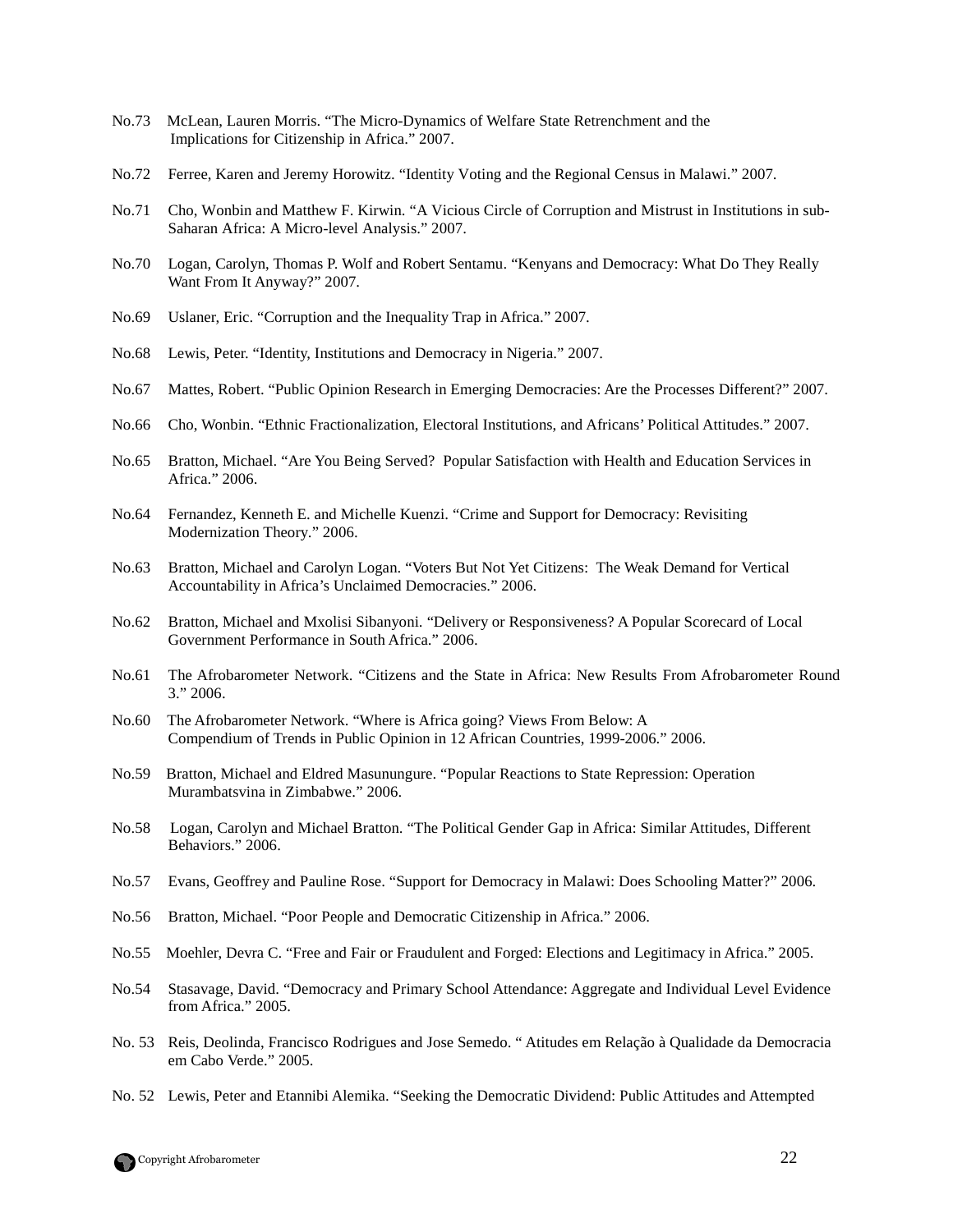No.73 McLean, Lauren Morris. “The Micro-Dynamics of Welfare State Retrenchment and the Implications for Citizenship in Africa.” 2007.

No.72 Ferree, Karen and Jeremy Horowitz. “Identity Voting and the Regional Census in Malawi.” 2007.

No.71 Cho, Wonbin and Matthew F. Kirwin. “A Vicious Circle of Corruption and Mistrust in Institutions in sub-Saharan Africa: A Micro-level Analysis.” 2007.

No.70 Logan, Carolyn, Thomas P. Wolf and Robert Sentamu. “Kenyans and Democracy: What Do They Really Want From It Anyway?” 2007.

No.69 Uslaner, Eric. “Corruption and the Inequality Trap in Africa.” 2007.

No.68 Lewis, Peter. “Identity, Institutions and Democracy in Nigeria.” 2007.

No.67 Mattes, Robert. “Public Opinion Research in Emerging Democracies: Are the Processes Different?” 2007.

No.66 Cho, Wonbin. “Ethnic Fractionalization, Electoral Institutions, and Africans’ Political Attitudes.” 2007.

No.65 Bratton, Michael. “Are You Being Served? Popular Satisfaction with Health and Education Services in Africa.” 2006.

No.64 Fernandez, Kenneth E. and Michelle Kuenzi. “Crime and Support for Democracy: Revisiting Modernization Theory.” 2006.

No.63 Bratton, Michael and Carolyn Logan. “Voters But Not Yet Citizens: The Weak Demand for Vertical Accountability in Africa’s Unclaimed Democracies.” 2006.

No.62 Bratton, Michael and Mxolisi Sibanyoni. “Delivery or Responsiveness? A Popular Scorecard of Local Government Performance in South Africa.” 2006.

No.61 The Afrobarometer Network. “Citizens and the State in Africa: New Results From Afrobarometer Round 3.” 2006.

No.60 The Afrobarometer Network. “Where is Africa going? Views From Below: A Compendium of Trends in Public Opinion in 12 African Countries, 1999-2006.” 2006.

No.59 Bratton, Michael and Eldred Masunungure. “Popular Reactions to State Repression: Operation Murambatsvina in Zimbabwe.” 2006.

No.58 Logan, Carolyn and Michael Bratton. “The Political Gender Gap in Africa: Similar Attitudes, Different Behaviors.” 2006.

No.57 Evans, Geoffrey and Pauline Rose. “Support for Democracy in Malawi: Does Schooling Matter?” 2006.

No.56 Bratton, Michael. “Poor People and Democratic Citizenship in Africa.” 2006.

No.55 Moehler, Devra C. “Free and Fair or Fraudulent and Forged: Elections and Legitimacy in Africa.” 2005.

No.54 Stasavage, David. “Democracy and Primary School Attendance: Aggregate and Individual Level Evidence from Africa.” 2005.

No. 53 Reis, Deolinda, Francisco Rodrigues and Jose Semedo. “ Atitudes em Relação à Qualidade da Democracia em Cabo Verde.” 2005.

No. 52 Lewis, Peter and Etannibi Alemika. “Seeking the Democratic Dividend: Public Attitudes and Attempted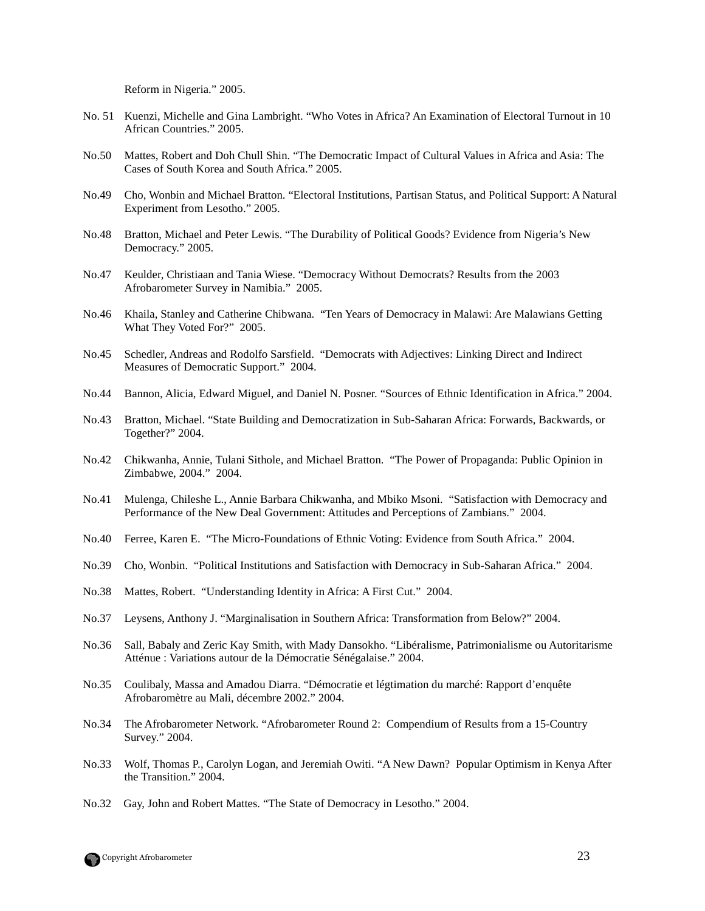Reform in Nigeria." 2005.

No. 51 Kuenzi, Michelle and Gina Lambright. "Who Votes in Africa? An Examination of Electoral Turnout in 10 African Countries." 2005.

No.50 Mattes, Robert and Doh Chull Shin. "The Democratic Impact of Cultural Values in Africa and Asia: The Cases of South Korea and South Africa." 2005.

No.49 Cho, Wonbin and Michael Bratton. "Electoral Institutions, Partisan Status, and Political Support: A Natural Experiment from Lesotho." 2005.

No.48 Bratton, Michael and Peter Lewis. "The Durability of Political Goods? Evidence from Nigeria's New Democracy." 2005.

No.47 Keulder, Christiaan and Tania Wiese. "Democracy Without Democrats? Results from the 2003 Afrobarometer Survey in Namibia." 2005.

No.46 Khaila, Stanley and Catherine Chibwana. "Ten Years of Democracy in Malawi: Are Malawians Getting What They Voted For?" 2005.

No.45 Schedler, Andreas and Rodolfo Sarsfield. "Democrats with Adjectives: Linking Direct and Indirect Measures of Democratic Support." 2004.

No.44 Bannon, Alicia, Edward Miguel, and Daniel N. Posner. "Sources of Ethnic Identification in Africa." 2004.

No.43 Bratton, Michael. "State Building and Democratization in Sub-Saharan Africa: Forwards, Backwards, or Together?" 2004.

No.42 Chikwanha, Annie, Tulani Sithole, and Michael Bratton. "The Power of Propaganda: Public Opinion in Zimbabwe, 2004." 2004.

No.41 Mulenga, Chileshe L., Annie Barbara Chikwanha, and Mbiko Msoni. "Satisfaction with Democracy and Performance of the New Deal Government: Attitudes and Perceptions of Zambians." 2004.

No.40 Ferree, Karen E. "The Micro-Foundations of Ethnic Voting: Evidence from South Africa." 2004.

No.39 Cho, Wonbin. "Political Institutions and Satisfaction with Democracy in Sub-Saharan Africa." 2004.

No.38 Mattes, Robert. "Understanding Identity in Africa: A First Cut." 2004.

No.37 Leysens, Anthony J. "Marginalisation in Southern Africa: Transformation from Below?" 2004.

No.36 Sall, Babaly and Zeric Kay Smith, with Mady Dansokho. "Libéralisme, Patrimonialisme ou Autoritarisme Atténue : Variations autour de la Démocratie Sénégalaise." 2004.

No.35 Coulibaly, Massa and Amadou Diarra. "Démocratie et légtimation du marché: Rapport d'enquête Afrobaromètre au Mali, décembre 2002." 2004.

No.34 The Afrobarometer Network. "Afrobarometer Round 2: Compendium of Results from a 15-Country Survey." 2004.

No.33 Wolf, Thomas P., Carolyn Logan, and Jeremiah Owiti. "A New Dawn? Popular Optimism in Kenya After the Transition." 2004.

No.32 Gay, John and Robert Mattes. "The State of Democracy in Lesotho." 2004.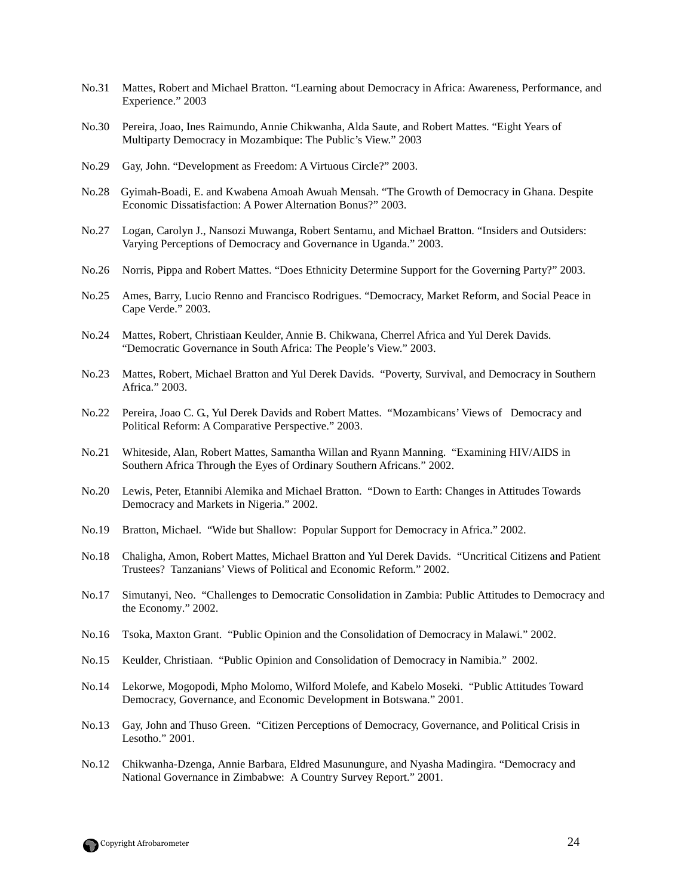No.31 Mattes, Robert and Michael Bratton. “Learning about Democracy in Africa: Awareness, Performance, and Experience.” 2003

No.30 Pereira, Joao, Ines Raimundo, Annie Chikwanha, Alda Saute, and Robert Mattes. “Eight Years of Multiparty Democracy in Mozambique: The Public’s View.” 2003

No.29 Gay, John. “Development as Freedom: A Virtuous Circle?” 2003.

No.28 Gyimah-Boadi, E. and Kwabena Amoah Awuah Mensah. “The Growth of Democracy in Ghana. Despite Economic Dissatisfaction: A Power Alternation Bonus?” 2003.

No.27 Logan, Carolyn J., Nansozi Muwanga, Robert Sentamu, and Michael Bratton. “Insiders and Outsiders: Varying Perceptions of Democracy and Governance in Uganda.” 2003.

No.26 Norris, Pippa and Robert Mattes. “Does Ethnicity Determine Support for the Governing Party?” 2003.

No.25 Ames, Barry, Lucio Renno and Francisco Rodrigues. “Democracy, Market Reform, and Social Peace in Cape Verde.” 2003.

No.24 Mattes, Robert, Christiaan Keulder, Annie B. Chikwana, Cherrel Africa and Yul Derek Davids. “Democratic Governance in South Africa: The People’s View.” 2003.

No.23 Mattes, Robert, Michael Bratton and Yul Derek Davids. “Poverty, Survival, and Democracy in Southern Africa.” 2003.

No.22 Pereira, Joao C. G., Yul Derek Davids and Robert Mattes. “Mozambicans’ Views of Democracy and Political Reform: A Comparative Perspective.” 2003.

No.21 Whiteside, Alan, Robert Mattes, Samantha Willan and Ryann Manning. “Examining HIV/AIDS in Southern Africa Through the Eyes of Ordinary Southern Africans.” 2002.

No.20 Lewis, Peter, Etannibi Alemika and Michael Bratton. “Down to Earth: Changes in Attitudes Towards Democracy and Markets in Nigeria.” 2002.

No.19 Bratton, Michael. “Wide but Shallow: Popular Support for Democracy in Africa.” 2002.

No.18 Chaligha, Amon, Robert Mattes, Michael Bratton and Yul Derek Davids. “Uncritical Citizens and Patient Trustees? Tanzanians’ Views of Political and Economic Reform.” 2002.

No.17 Simutanyi, Neo. “Challenges to Democratic Consolidation in Zambia: Public Attitudes to Democracy and the Economy.” 2002.

No.16 Tsoka, Maxton Grant. “Public Opinion and the Consolidation of Democracy in Malawi.” 2002.

No.15 Keulder, Christiaan. “Public Opinion and Consolidation of Democracy in Namibia.” 2002.

No.14 Lekorwe, Mogopodi, Mpho Molomo, Wilford Molefe, and Kabelo Moseki. “Public Attitudes Toward Democracy, Governance, and Economic Development in Botswana.” 2001.

No.13 Gay, John and Thuso Green. “Citizen Perceptions of Democracy, Governance, and Political Crisis in Lesotho.” 2001.

No.12 Chikwanha-Dzenga, Annie Barbara, Eldred Masunungure, and Nyasha Madingira. “Democracy and National Governance in Zimbabwe: A Country Survey Report.” 2001.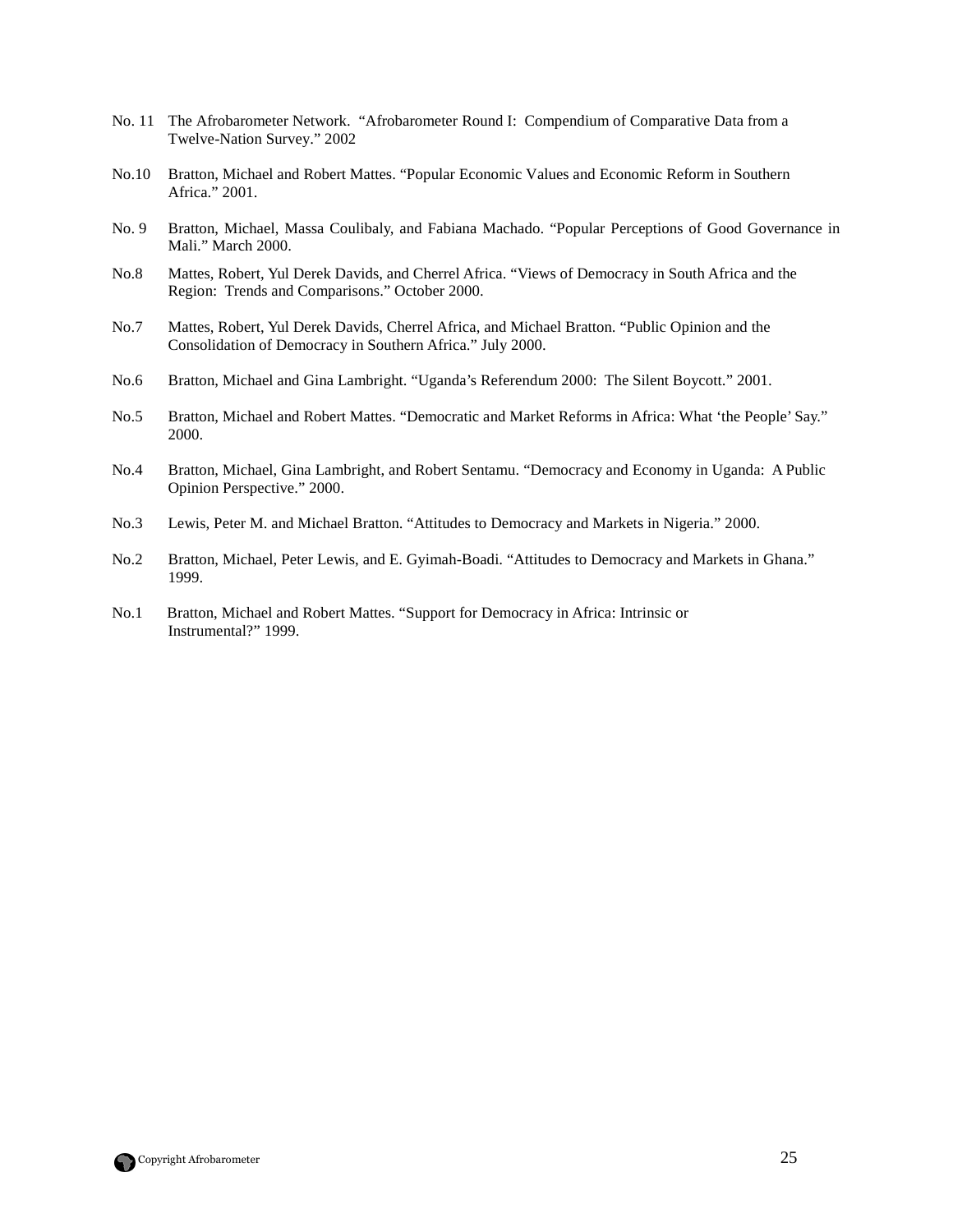No. 11 The Afrobarometer Network. "Afrobarometer Round I: Compendium of Comparative Data from a Twelve-Nation Survey." 2002

No.10 Bratton, Michael and Robert Mattes. "Popular Economic Values and Economic Reform in Southern Africa." 2001.

No. 9 Bratton, Michael, Massa Coulibaly, and Fabiana Machado. "Popular Perceptions of Good Governance in Mali." March 2000.

No.8 Mattes, Robert, Yul Derek Davids, and Cherrel Africa. "Views of Democracy in South Africa and the Region: Trends and Comparisons." October 2000.

No.7 Mattes, Robert, Yul Derek Davids, Cherrel Africa, and Michael Bratton. "Public Opinion and the Consolidation of Democracy in Southern Africa." July 2000.

No.6 Bratton, Michael and Gina Lambright. "Uganda's Referendum 2000: The Silent Boycott." 2001.

No.5 Bratton, Michael and Robert Mattes. "Democratic and Market Reforms in Africa: What 'the People' Say." 2000.

No.4 Bratton, Michael, Gina Lambright, and Robert Sentamu. "Democracy and Economy in Uganda: A Public Opinion Perspective." 2000.

No.3 Lewis, Peter M. and Michael Bratton. "Attitudes to Democracy and Markets in Nigeria." 2000.

No.2 Bratton, Michael, Peter Lewis, and E. Gyimah-Boadi. "Attitudes to Democracy and Markets in Ghana." 1999.

No.1 Bratton, Michael and Robert Mattes. "Support for Democracy in Africa: Intrinsic or Instrumental?" 1999.